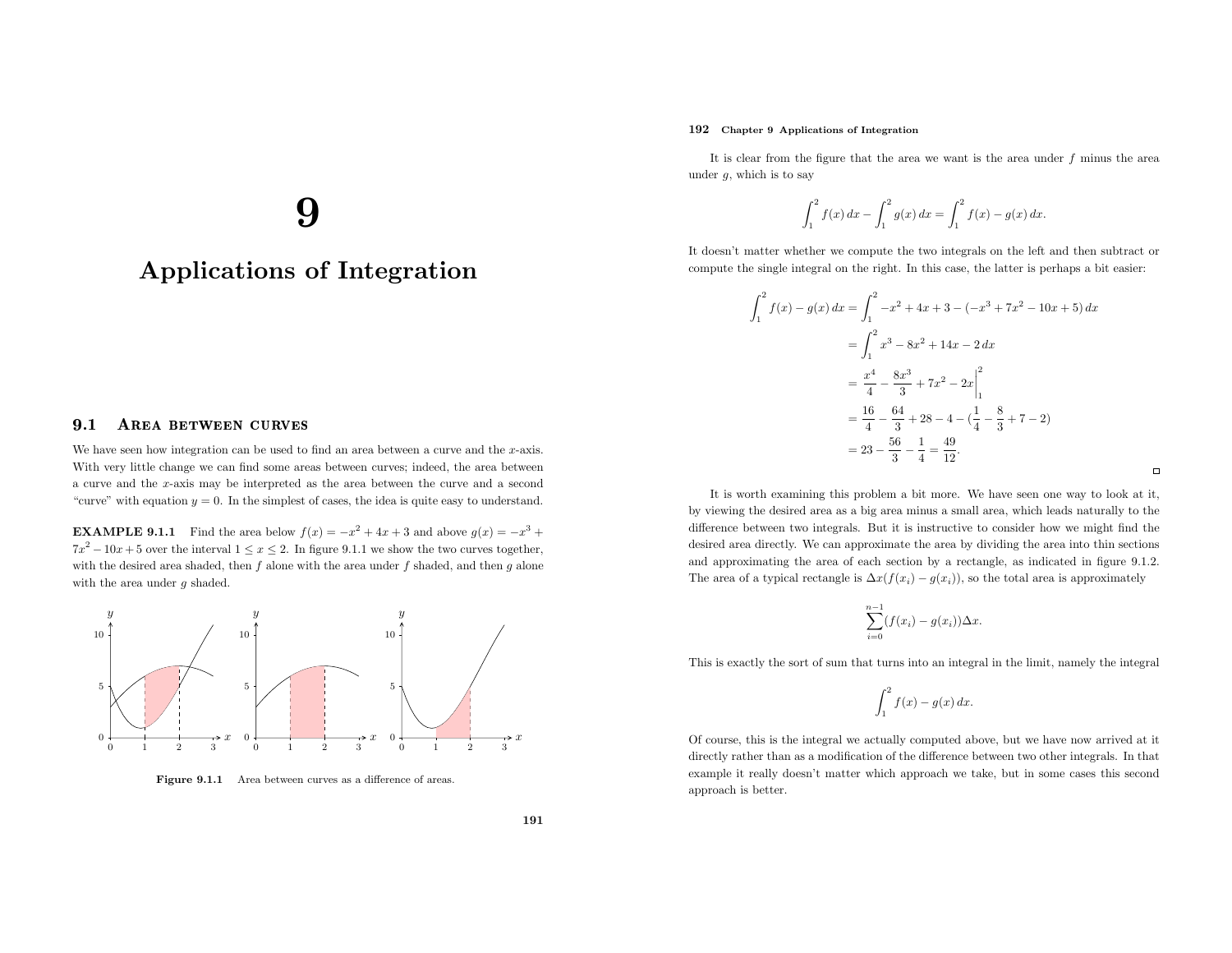# 9

# Applications of Integration

## 9.1 Area between curves

We have seen how integration can be used to find an area between a curve and the $x$-axis. With very little change we can find some areas between curves; indeed, the area between a curve and the $x$-axis may be interpreted as the area between the curve and a second "curve" with equation $y = 0$. In the simplest of cases, the idea is quite easy to understand.

**EXAMPLE 9.1.1** Find the area below $f(x) = -x^2 + 4x + 3$ and above $g(x) = -x^3 + 7x^2 - 10x + 5$ over the interval $1 \le x \le 2$. In figure 9.1.1 we show the two curves together, with the desired area shaded, then $f$ alone with the area under $f$ shaded, and then $g$ alone with the area under $g$ shaded.

**Figure 9.1.1** Area between curves as a difference of areas.

It is clear from the figure that the area we want is the area under $f$ minus the area under $g$, which is to say

$$\int_1^2 f(x)\,dx - \int_1^2 g(x)\,dx = \int_1^2 f(x) - g(x)\,dx.$$

It doesn't matter whether we compute the two integrals on the left and then subtract or compute the single integral on the right. In this case, the latter is perhaps a bit easier:

$$\begin{aligned}
\int_1^2 f(x) - g(x)\,dx &= \int_1^2 -x^2 + 4x + 3 - (-x^3 + 7x^2 - 10x + 5)\,dx \\
&= \int_1^2 x^3 - 8x^2 + 14x - 2\,dx \\
&= \left.\frac{x^4}{4} - \frac{8x^3}{3} + 7x^2 - 2x\right|_1^2 \\
&= \frac{16}{4} - \frac{64}{3} + 28 - 4 - \left(\frac{1}{4} - \frac{8}{3} + 7 - 2\right) \\
&= 23 - \frac{56}{3} - \frac{1}{4} = \frac{49}{12}.
\end{aligned}$$

□

It is worth examining this problem a bit more. We have seen one way to look at it, by viewing the desired area as a big area minus a small area, which leads naturally to the difference between two integrals. But it is instructive to consider how we might find the desired area directly. We can approximate the area by dividing the area into thin sections and approximating the area of each section by a rectangle, as indicated in figure 9.1.2. The area of a typical rectangle is $\Delta x(f(x_i) - g(x_i))$, so the total area is approximately

$$\sum_{i=0}^{n-1} (f(x_i) - g(x_i))\Delta x.$$

This is exactly the sort of sum that turns into an integral in the limit, namely the integral

$$\int_1^2 f(x) - g(x)\,dx.$$

Of course, this is the integral we actually computed above, but we have now arrived at it directly rather than as a modification of the difference between two other integrals. In that example it really doesn't matter which approach we take, but in some cases this second approach is better.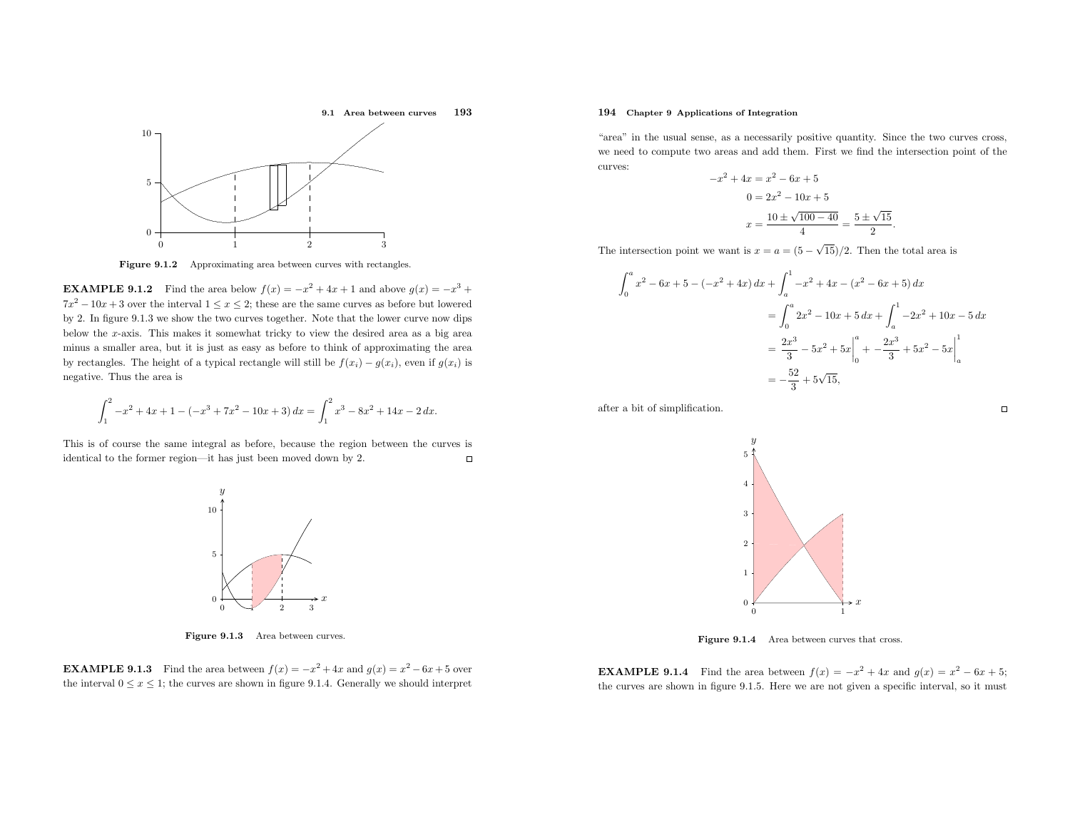Figure 9.1.2 Approximating area between curves with rectangles.

**EXAMPLE 9.1.2** Find the area below $f(x) = -x^2 + 4x + 1$ and above $g(x) = -x^3 + 7x^2 - 10x + 3$ over the interval $1 \le x \le 2$; these are the same curves as before but lowered by 2. In figure 9.1.3 we show the two curves together. Note that the lower curve now dips below the $x$-axis. This makes it somewhat tricky to view the desired area as a big area minus a smaller area, but it is just as easy as before to think of approximating the area by rectangles. The height of a typical rectangle will still be $f(x_i) - g(x_i)$, even if $g(x_i)$ is negative. Thus the area is

$$\int_1^2 -x^2 + 4x + 1 - (-x^3 + 7x^2 - 10x + 3)\,dx = \int_1^2 x^3 - 8x^2 + 14x - 2\,dx.$$

This is of course the same integral as before, because the region between the curves is identical to the former region—it has just been moved down by 2. □

Figure 9.1.3 Area between curves.

**EXAMPLE 9.1.3** Find the area between $f(x) = -x^2 + 4x$ and $g(x) = x^2 - 6x + 5$ over the interval $0 \le x \le 1$; the curves are shown in figure 9.1.4. Generally we should interpret "area" in the usual sense, as a necessarily positive quantity. Since the two curves cross, we need to compute two areas and add them. First we find the intersection point of the curves:

$$-x^2 + 4x = x^2 - 6x + 5$$
$$0 = 2x^2 - 10x + 5$$
$$x = \frac{10 \pm \sqrt{100 - 40}}{4} = \frac{5 \pm \sqrt{15}}{2}.$$

The intersection point we want is $x = a = (5 - \sqrt{15})/2$. Then the total area is

$$\begin{aligned}
\int_0^a x^2 - 6x + 5 - (-x^2 + 4x)\,dx + \int_a^1 -x^2 + 4x - (x^2 - 6x + 5)\,dx \\
&= \int_0^a 2x^2 - 10x + 5\,dx + \int_a^1 -2x^2 + 10x - 5\,dx \\
&= \left.\frac{2x^3}{3} - 5x^2 + 5x\right|_0^a + \left.-\frac{2x^3}{3} + 5x^2 - 5x\right|_a^1 \\
&= -\frac{52}{3} + 5\sqrt{15},
\end{aligned}$$

after a bit of simplification. □

Figure 9.1.4 Area between curves that cross.

**EXAMPLE 9.1.4** Find the area between $f(x) = -x^2 + 4x$ and $g(x) = x^2 - 6x + 5$; the curves are shown in figure 9.1.5. Here we are not given a specific interval, so it must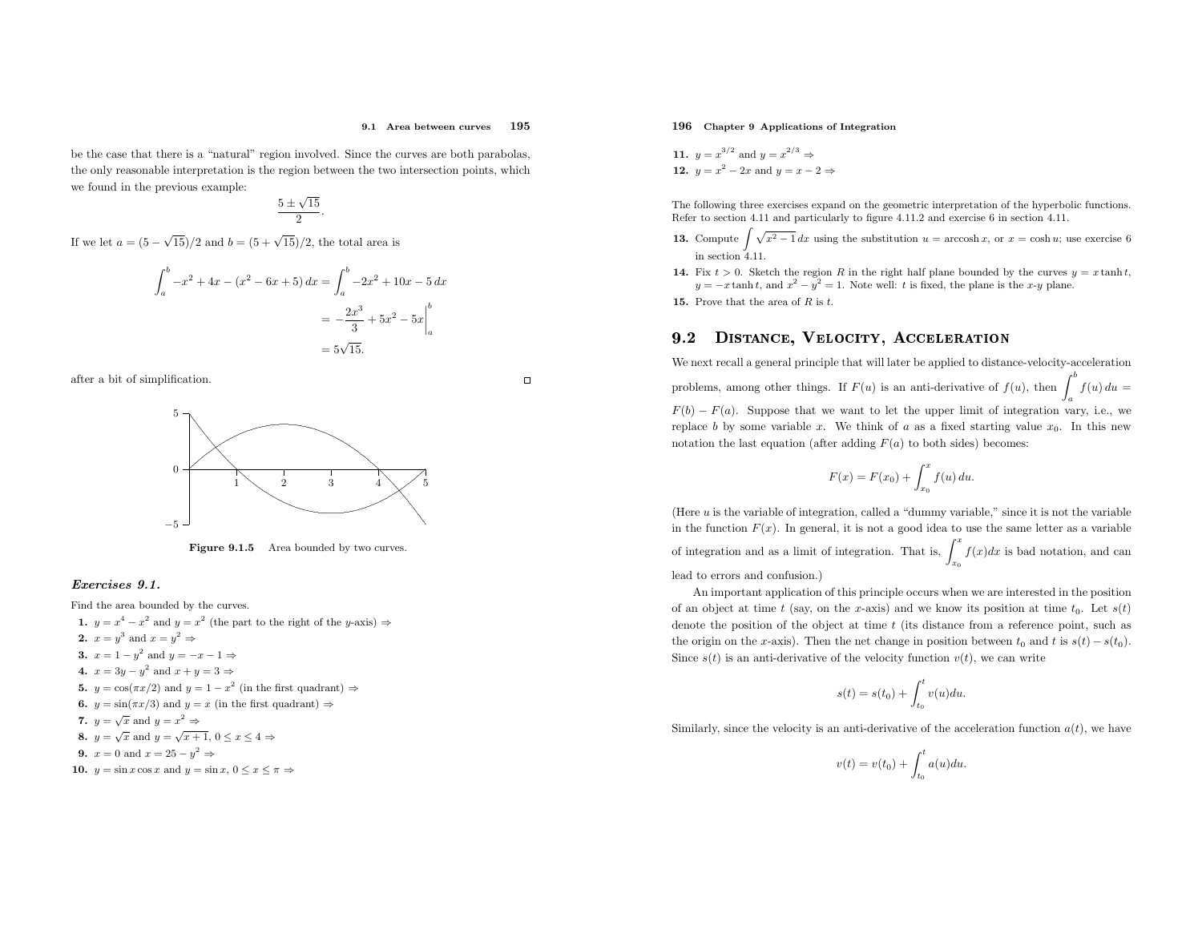be the case that there is a "natural" region involved. Since the curves are both parabolas, the only reasonable interpretation is the region between the two intersection points, which we found in the previous example:

$$\frac{5 \pm \sqrt{15}}{2}.$$

If we let $a = (5 - \sqrt{15})/2$ and $b = (5 + \sqrt{15})/2$, the total area is

$$\begin{aligned} \int_a^b -x^2 + 4x - (x^2 - 6x + 5)\,dx &= \int_a^b -2x^2 + 10x - 5\,dx \\ &= -\frac{2x^3}{3} + 5x^2 - 5x\Big|_a^b \\ &= 5\sqrt{15}. \end{aligned}$$

after a bit of simplification. □

**Figure 9.1.5** Area bounded by two curves.

### *Exercises 9.1.*

Find the area bounded by the curves.

1. $y = x^4 - x^2$ and $y = x^2$ (the part to the right of the $y$-axis) ⇒
2. $x = y^3$ and $x = y^2$ ⇒
3. $x = 1 - y^2$ and $y = -x - 1$ ⇒
4. $x = 3y - y^2$ and $x + y = 3$ ⇒
5. $y = \cos(\pi x/2)$ and $y = 1 - x^2$ (in the first quadrant) ⇒
6. $y = \sin(\pi x/3)$ and $y = x$ (in the first quadrant) ⇒
7. $y = \sqrt{x}$ and $y = x^2$ ⇒
8. $y = \sqrt{x}$ and $y = \sqrt{x+1}$, $0 \le x \le 4$ ⇒
9. $x = 0$ and $x = 25 - y^2$ ⇒
10. $y = \sin x \cos x$ and $y = \sin x$, $0 \le x \le \pi$ ⇒
11. $y = x^{3/2}$ and $y = x^{2/3}$ ⇒
12. $y = x^2 - 2x$ and $y = x - 2$ ⇒

The following three exercises expand on the geometric interpretation of the hyperbolic functions. Refer to section 4.11 and particularly to figure 4.11.2 and exercise 6 in section 4.11.

13. Compute $\int \sqrt{x^2 - 1}\,dx$ using the substitution $u = \operatorname{arccosh} x$, or $x = \cosh u$; use exercise 6 in section 4.11.
14. Fix $t > 0$. Sketch the region $R$ in the right half plane bounded by the curves $y = x \tanh t$, $y = -x \tanh t$, and $x^2 - y^2 = 1$. Note well: $t$ is fixed, the plane is the $x$-$y$ plane.
15. Prove that the area of $R$ is $t$.

## 9.2 Distance, Velocity, Acceleration

We next recall a general principle that will later be applied to distance-velocity-acceleration problems, among other things. If $F(u)$ is an anti-derivative of $f(u)$, then $\int_a^b f(u)\,du = F(b) - F(a)$. Suppose that we want to let the upper limit of integration vary, i.e., we replace $b$ by some variable $x$. We think of $a$ as a fixed starting value $x_0$. In this new notation the last equation (after adding $F(a)$ to both sides) becomes:

$$F(x) = F(x_0) + \int_{x_0}^x f(u)\,du.$$

(Here $u$ is the variable of integration, called a "dummy variable," since it is not the variable in the function $F(x)$. In general, it is not a good idea to use the same letter as a variable of integration and as a limit of integration. That is, $\int_{x_0}^x f(x)dx$ is bad notation, and can lead to errors and confusion.)

An important application of this principle occurs when we are interested in the position of an object at time $t$ (say, on the $x$-axis) and we know its position at time $t_0$. Let $s(t)$ denote the position of the object at time $t$ (its distance from a reference point, such as the origin on the $x$-axis). Then the net change in position between $t_0$ and $t$ is $s(t) - s(t_0)$. Since $s(t)$ is an anti-derivative of the velocity function $v(t)$, we can write

$$s(t) = s(t_0) + \int_{t_0}^t v(u)du.$$

Similarly, since the velocity is an anti-derivative of the acceleration function $a(t)$, we have

$$v(t) = v(t_0) + \int_{t_0}^t a(u)du.$$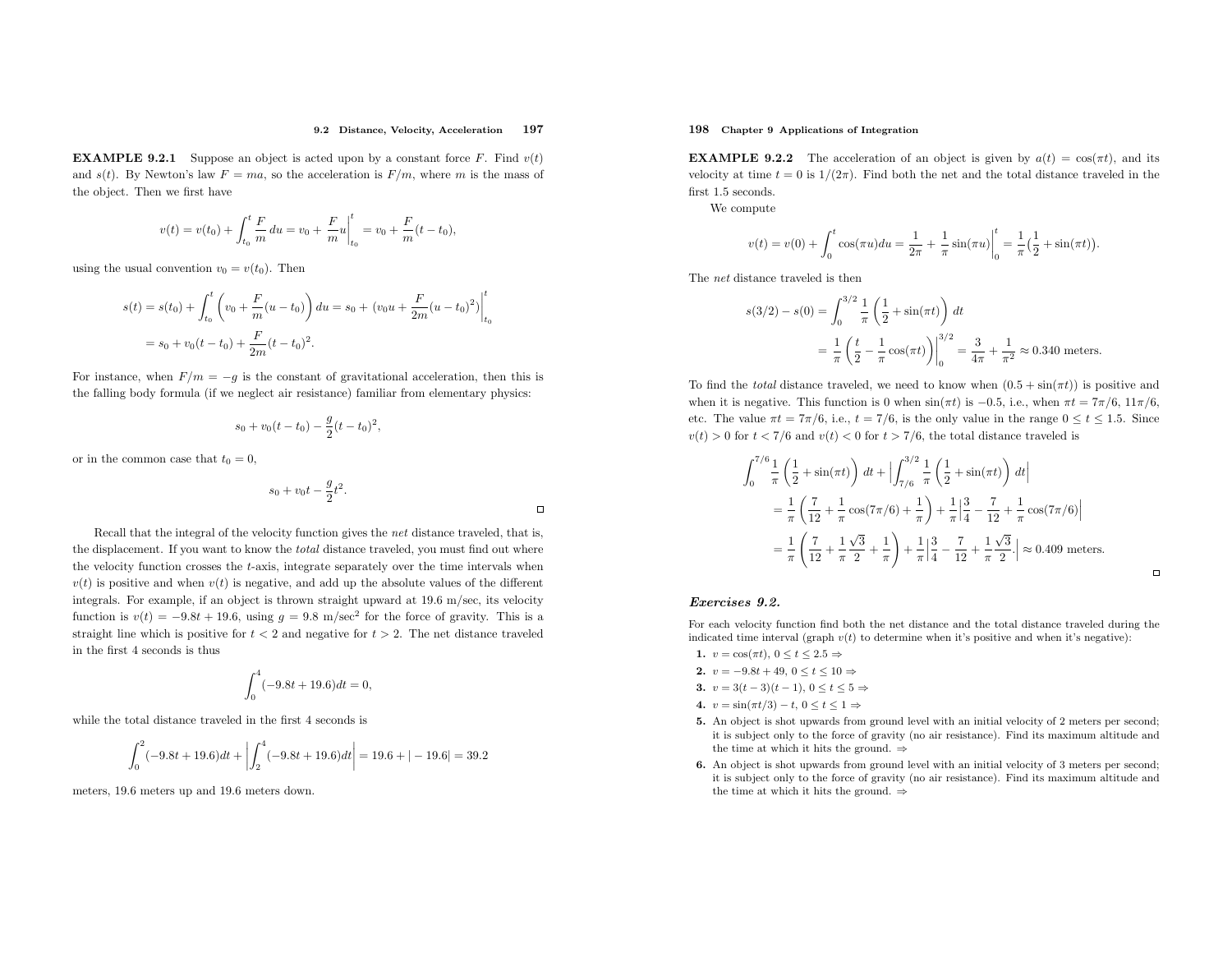**EXAMPLE 9.2.1** Suppose an object is acted upon by a constant force $F$. Find $v(t)$ and $s(t)$. By Newton's law $F = ma$, so the acceleration is $F/m$, where $m$ is the mass of the object. Then we first have

$$v(t) = v(t_0) + \int_{t_0}^{t} \frac{F}{m}\,du = v_0 + \frac{F}{m}u\Big|_{t_0}^{t} = v_0 + \frac{F}{m}(t - t_0),$$

using the usual convention $v_0 = v(t_0)$. Then

$$\begin{aligned} s(t) = s(t_0) + \int_{t_0}^{t} \left(v_0 + \frac{F}{m}(u - t_0)\right) du &= s_0 + \left(v_0 u + \frac{F}{2m}(u - t_0)^2\right)\Big|_{t_0}^{t} \\ &= s_0 + v_0(t - t_0) + \frac{F}{2m}(t - t_0)^2. \end{aligned}$$

For instance, when $F/m = -g$ is the constant of gravitational acceleration, then this is the falling body formula (if we neglect air resistance) familiar from elementary physics:

$$s_0 + v_0(t - t_0) - \frac{g}{2}(t - t_0)^2,$$

or in the common case that $t_0 = 0$,

$$s_0 + v_0 t - \frac{g}{2}t^2.$$

□

Recall that the integral of the velocity function gives the *net* distance traveled, that is, the displacement. If you want to know the *total* distance traveled, you must find out where the velocity function crosses the $t$-axis, integrate separately over the time intervals when $v(t)$ is positive and when $v(t)$ is negative, and add up the absolute values of the different integrals. For example, if an object is thrown straight upward at 19.6 m/sec, its velocity function is $v(t) = -9.8t + 19.6$, using $g = 9.8$ m/sec$^2$ for the force of gravity. This is a straight line which is positive for $t < 2$ and negative for $t > 2$. The net distance traveled in the first 4 seconds is thus

$$\int_0^4 (-9.8t + 19.6)dt = 0,$$

while the total distance traveled in the first 4 seconds is

$$\int_0^2 (-9.8t + 19.6)dt + \left|\int_2^4 (-9.8t + 19.6)dt\right| = 19.6 + |-19.6| = 39.2$$

meters, 19.6 meters up and 19.6 meters down.

**EXAMPLE 9.2.2** The acceleration of an object is given by $a(t) = \cos(\pi t)$, and its velocity at time $t = 0$ is $1/(2\pi)$. Find both the net and the total distance traveled in the first 1.5 seconds.

We compute

$$v(t) = v(0) + \int_0^t \cos(\pi u)du = \frac{1}{2\pi} + \frac{1}{\pi}\sin(\pi u)\Big|_0^t = \frac{1}{\pi}\left(\frac{1}{2} + \sin(\pi t)\right).$$

The *net* distance traveled is then

$$\begin{aligned} s(3/2) - s(0) &= \int_0^{3/2} \frac{1}{\pi}\left(\frac{1}{2} + \sin(\pi t)\right) dt \\ &= \frac{1}{\pi}\left(\frac{t}{2} - \frac{1}{\pi}\cos(\pi t)\right)\Big|_0^{3/2} = \frac{3}{4\pi} + \frac{1}{\pi^2} \approx 0.340 \text{ meters.} \end{aligned}$$

To find the *total* distance traveled, we need to know when $(0.5 + \sin(\pi t))$ is positive and when it is negative. This function is 0 when $\sin(\pi t)$ is $-0.5$, i.e., when $\pi t = 7\pi/6$, $11\pi/6$, etc. The value $\pi t = 7\pi/6$, i.e., $t = 7/6$, is the only value in the range $0 \le t \le 1.5$. Since $v(t) > 0$ for $t < 7/6$ and $v(t) < 0$ for $t > 7/6$, the total distance traveled is

$$\begin{aligned} &\int_0^{7/6} \frac{1}{\pi}\left(\frac{1}{2} + \sin(\pi t)\right) dt + \left|\int_{7/6}^{3/2} \frac{1}{\pi}\left(\frac{1}{2} + \sin(\pi t)\right) dt\right| \\ &= \frac{1}{\pi}\left(\frac{7}{12} + \frac{1}{\pi}\cos(7\pi/6) + \frac{1}{\pi}\right) + \frac{1}{\pi}\left|\frac{3}{4} - \frac{7}{12} + \frac{1}{\pi}\cos(7\pi/6)\right| \\ &= \frac{1}{\pi}\left(\frac{7}{12} + \frac{1}{\pi}\frac{\sqrt{3}}{2} + \frac{1}{\pi}\right) + \frac{1}{\pi}\left|\frac{3}{4} - \frac{7}{12} + \frac{1}{\pi}\frac{\sqrt{3}}{2}.\right| \approx 0.409 \text{ meters.} \end{aligned}$$

□

### *Exercises 9.2.*

For each velocity function find both the net distance and the total distance traveled during the indicated time interval (graph $v(t)$ to determine when it's positive and when it's negative):

1. $v = \cos(\pi t)$, $0 \le t \le 2.5$ ⇒
2. $v = -9.8t + 49$, $0 \le t \le 10$ ⇒
3. $v = 3(t - 3)(t - 1)$, $0 \le t \le 5$ ⇒
4. $v = \sin(\pi t/3) - t$, $0 \le t \le 1$ ⇒
5. An object is shot upwards from ground level with an initial velocity of 2 meters per second; it is subject only to the force of gravity (no air resistance). Find its maximum altitude and the time at which it hits the ground. ⇒
6. An object is shot upwards from ground level with an initial velocity of 3 meters per second; it is subject only to the force of gravity (no air resistance). Find its maximum altitude and the time at which it hits the ground. ⇒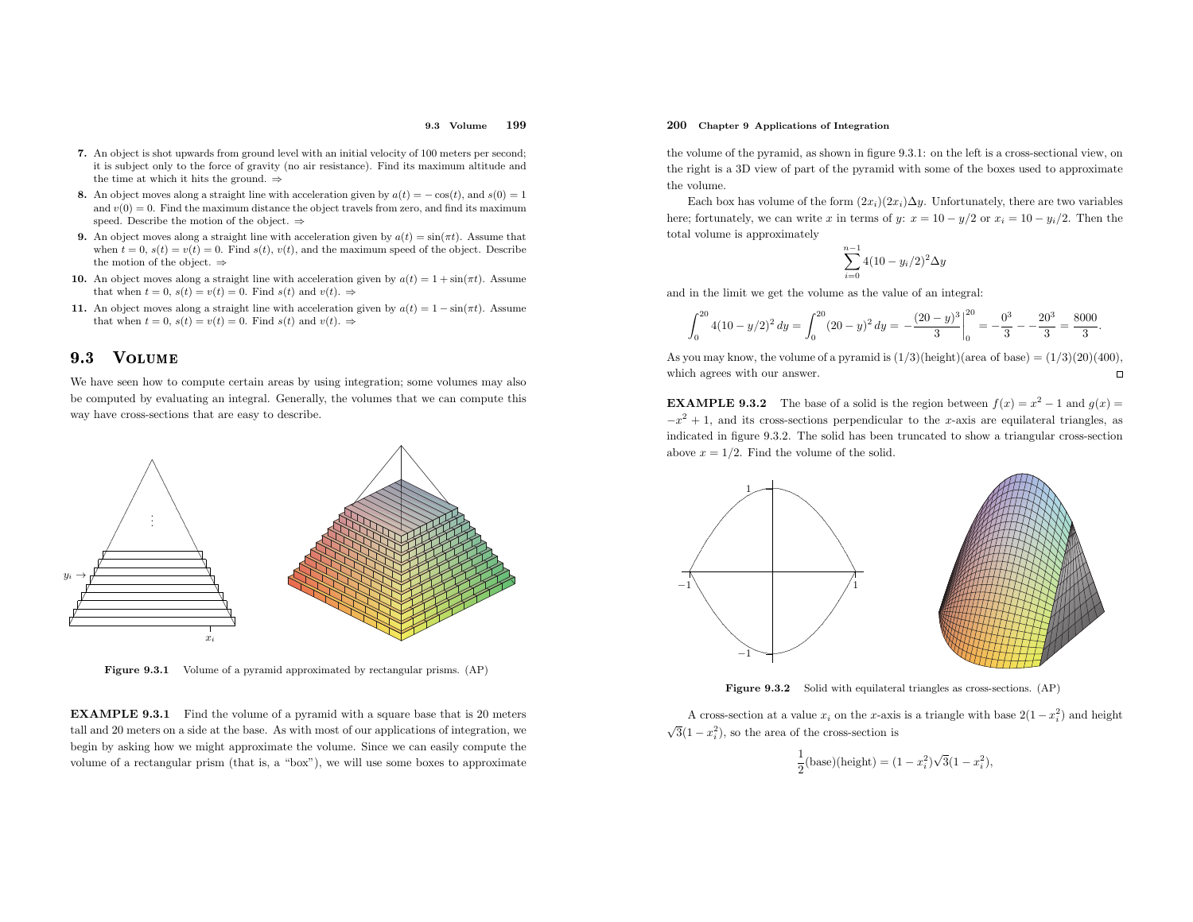**7.** An object is shot upwards from ground level with an initial velocity of 100 meters per second; it is subject only to the force of gravity (no air resistance). Find its maximum altitude and the time at which it hits the ground. ⇒

**8.** An object moves along a straight line with acceleration given by $a(t) = -\cos(t)$, and $s(0) = 1$ and $v(0) = 0$. Find the maximum distance the object travels from zero, and find its maximum speed. Describe the motion of the object. ⇒

**9.** An object moves along a straight line with acceleration given by $a(t) = \sin(\pi t)$. Assume that when $t = 0$, $s(t) = v(t) = 0$. Find $s(t)$, $v(t)$, and the maximum speed of the object. Describe the motion of the object. ⇒

**10.** An object moves along a straight line with acceleration given by $a(t) = 1 + \sin(\pi t)$. Assume that when $t = 0$, $s(t) = v(t) = 0$. Find $s(t)$ and $v(t)$. ⇒

**11.** An object moves along a straight line with acceleration given by $a(t) = 1 - \sin(\pi t)$. Assume that when $t = 0$, $s(t) = v(t) = 0$. Find $s(t)$ and $v(t)$. ⇒

## 9.3 Volume

We have seen how to compute certain areas by using integration; some volumes may also be computed by evaluating an integral. Generally, the volumes that we can compute this way have cross-sections that are easy to describe.

**Figure 9.3.1** Volume of a pyramid approximated by rectangular prisms. (AP)

**EXAMPLE 9.3.1** Find the volume of a pyramid with a square base that is 20 meters tall and 20 meters on a side at the base. As with most of our applications of integration, we begin by asking how we might approximate the volume. Since we can easily compute the volume of a rectangular prism (that is, a "box"), we will use some boxes to approximate the volume of the pyramid, as shown in figure 9.3.1: on the left is a cross-sectional view, on the right is a 3D view of part of the pyramid with some of the boxes used to approximate the volume.

Each box has volume of the form $(2x_i)(2x_i)\Delta y$. Unfortunately, there are two variables here; fortunately, we can write $x$ in terms of $y$: $x = 10 - y/2$ or $x_i = 10 - y_i/2$. Then the total volume is approximately

$$\sum_{i=0}^{n-1} 4(10 - y_i/2)^2 \Delta y$$

and in the limit we get the volume as the value of an integral:

$$\int_0^{20} 4(10 - y/2)^2\, dy = \int_0^{20} (20 - y)^2\, dy = -\frac{(20-y)^3}{3}\bigg|_0^{20} = -\frac{0^3}{3} - -\frac{20^3}{3} = \frac{8000}{3}.$$

As you may know, the volume of a pyramid is $(1/3)(\text{height})(\text{area of base}) = (1/3)(20)(400)$, which agrees with our answer. □

**EXAMPLE 9.3.2** The base of a solid is the region between $f(x) = x^2 - 1$ and $g(x) = -x^2 + 1$, and its cross-sections perpendicular to the $x$-axis are equilateral triangles, as indicated in figure 9.3.2. The solid has been truncated to show a triangular cross-section above $x = 1/2$. Find the volume of the solid.

**Figure 9.3.2** Solid with equilateral triangles as cross-sections. (AP)

A cross-section at a value $x_i$ on the $x$-axis is a triangle with base $2(1 - x_i^2)$ and height $\sqrt{3}(1 - x_i^2)$, so the area of the cross-section is

$$\frac{1}{2}(\text{base})(\text{height}) = (1 - x_i^2)\sqrt{3}(1 - x_i^2),$$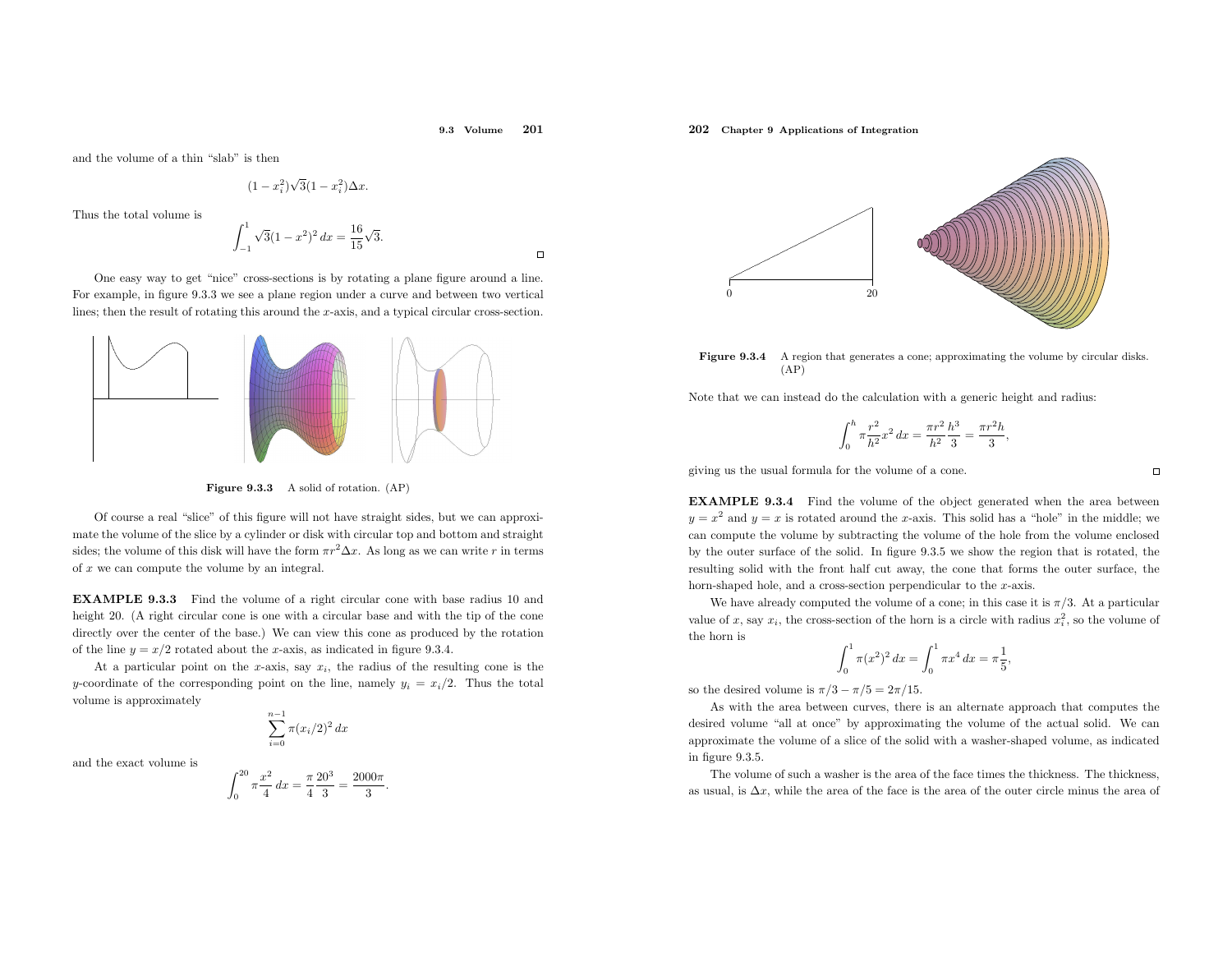and the volume of a thin "slab" is then

$$(1 - x_i^2)\sqrt{3}(1 - x_i^2)\Delta x.$$

Thus the total volume is

$$\int_{-1}^{1} \sqrt{3}(1 - x^2)^2\,dx = \frac{16}{15}\sqrt{3}.$$

□

One easy way to get "nice" cross-sections is by rotating a plane figure around a line. For example, in figure 9.3.3 we see a plane region under a curve and between two vertical lines; then the result of rotating this around the $x$-axis, and a typical circular cross-section.

**Figure 9.3.3** A solid of rotation. (AP)

Of course a real "slice" of this figure will not have straight sides, but we can approximate the volume of the slice by a cylinder or disk with circular top and bottom and straight sides; the volume of this disk will have the form $\pi r^2 \Delta x$. As long as we can write $r$ in terms of $x$ we can compute the volume by an integral.

**EXAMPLE 9.3.3** Find the volume of a right circular cone with base radius 10 and height 20. (A right circular cone is one with a circular base and with the tip of the cone directly over the center of the base.) We can view this cone as produced by the rotation of the line $y = x/2$ rotated about the $x$-axis, as indicated in figure 9.3.4.

At a particular point on the $x$-axis, say $x_i$, the radius of the resulting cone is the $y$-coordinate of the corresponding point on the line, namely $y_i = x_i/2$. Thus the total volume is approximately

$$\sum_{i=0}^{n-1} \pi(x_i/2)^2\,dx$$

and the exact volume is

$$\int_0^{20} \pi\frac{x^2}{4}\,dx = \frac{\pi}{4}\frac{20^3}{3} = \frac{2000\pi}{3}.$$

**Figure 9.3.4** A region that generates a cone; approximating the volume by circular disks. (AP)

Note that we can instead do the calculation with a generic height and radius:

$$\int_0^h \pi\frac{r^2}{h^2}x^2\,dx = \frac{\pi r^2}{h^2}\frac{h^3}{3} = \frac{\pi r^2 h}{3},$$

giving us the usual formula for the volume of a cone.

□

**EXAMPLE 9.3.4** Find the volume of the object generated when the area between $y = x^2$ and $y = x$ is rotated around the $x$-axis. This solid has a "hole" in the middle; we can compute the volume by subtracting the volume of the hole from the volume enclosed by the outer surface of the solid. In figure 9.3.5 we show the region that is rotated, the resulting solid with the front half cut away, the cone that forms the outer surface, the horn-shaped hole, and a cross-section perpendicular to the $x$-axis.

We have already computed the volume of a cone; in this case it is $\pi/3$. At a particular value of $x$, say $x_i$, the cross-section of the horn is a circle with radius $x_i^2$, so the volume of the horn is

$$\int_0^1 \pi(x^2)^2\,dx = \int_0^1 \pi x^4\,dx = \pi\frac{1}{5},$$

so the desired volume is $\pi/3 - \pi/5 = 2\pi/15$.

As with the area between curves, there is an alternate approach that computes the desired volume "all at once" by approximating the volume of the actual solid. We can approximate the volume of a slice of the solid with a washer-shaped volume, as indicated in figure 9.3.5.

The volume of such a washer is the area of the face times the thickness. The thickness, as usual, is $\Delta x$, while the area of the face is the area of the outer circle minus the area of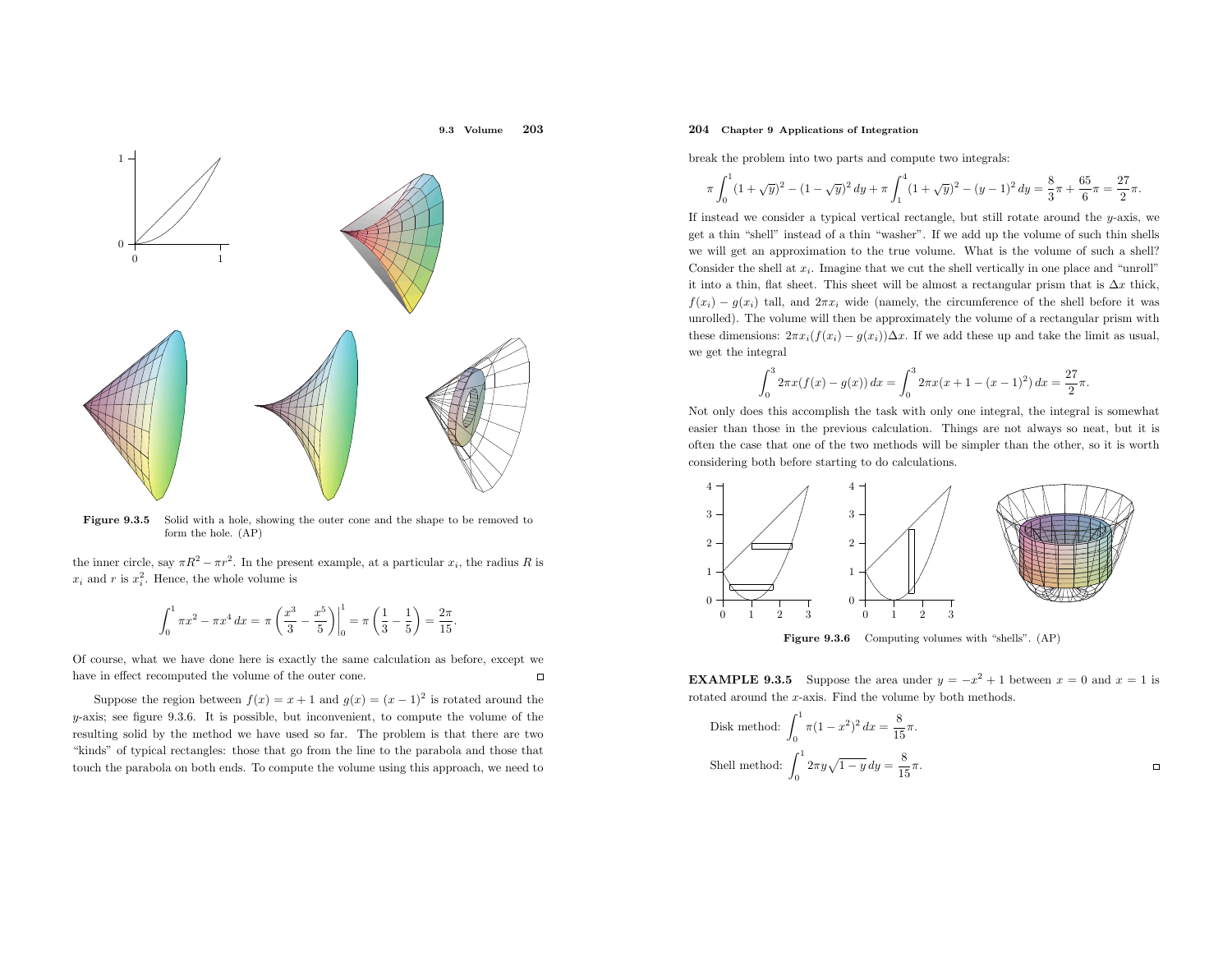Figure 9.3.5 Solid with a hole, showing the outer cone and the shape to be removed to form the hole. (AP)

the inner circle, say $\pi R^2 - \pi r^2$. In the present example, at a particular $x_i$, the radius $R$ is $x_i$ and $r$ is $x_i^2$. Hence, the whole volume is

$$\int_0^1 \pi x^2 - \pi x^4 \, dx = \pi \left( \frac{x^3}{3} - \frac{x^5}{5} \right)\Bigg|_0^1 = \pi \left( \frac{1}{3} - \frac{1}{5} \right) = \frac{2\pi}{15}.$$

Of course, what we have done here is exactly the same calculation as before, except we have in effect recomputed the volume of the outer cone. □

Suppose the region between $f(x) = x + 1$ and $g(x) = (x - 1)^2$ is rotated around the $y$-axis; see figure 9.3.6. It is possible, but inconvenient, to compute the volume of the resulting solid by the method we have used so far. The problem is that there are two "kinds" of typical rectangles: those that go from the line to the parabola and those that touch the parabola on both ends. To compute the volume using this approach, we need to break the problem into two parts and compute two integrals:

$$\pi \int_0^1 (1 + \sqrt{y})^2 - (1 - \sqrt{y})^2 \, dy + \pi \int_1^4 (1 + \sqrt{y})^2 - (y - 1)^2 \, dy = \frac{8}{3}\pi + \frac{65}{6}\pi = \frac{27}{2}\pi.$$

If instead we consider a typical vertical rectangle, but still rotate around the $y$-axis, we get a thin "shell" instead of a thin "washer". If we add up the volume of such thin shells we will get an approximation to the true volume. What is the volume of such a shell? Consider the shell at $x_i$. Imagine that we cut the shell vertically in one place and "unroll" it into a thin, flat sheet. This sheet will be almost a rectangular prism that is $\Delta x$ thick, $f(x_i) - g(x_i)$ tall, and $2\pi x_i$ wide (namely, the circumference of the shell before it was unrolled). The volume will then be approximately the volume of a rectangular prism with these dimensions: $2\pi x_i (f(x_i) - g(x_i))\Delta x$. If we add these up and take the limit as usual, we get the integral

$$\int_0^3 2\pi x (f(x) - g(x)) \, dx = \int_0^3 2\pi x (x + 1 - (x - 1)^2) \, dx = \frac{27}{2}\pi.$$

Not only does this accomplish the task with only one integral, the integral is somewhat easier than those in the previous calculation. Things are not always so neat, but it is often the case that one of the two methods will be simpler than the other, so it is worth considering both before starting to do calculations.

Figure 9.3.6 Computing volumes with "shells". (AP)

**EXAMPLE 9.3.5** Suppose the area under $y = -x^2 + 1$ between $x = 0$ and $x = 1$ is rotated around the $x$-axis. Find the volume by both methods.

Disk method: $\displaystyle\int_0^1 \pi (1 - x^2)^2 \, dx = \frac{8}{15}\pi.$

Shell method: $\displaystyle\int_0^1 2\pi y \sqrt{1 - y} \, dy = \frac{8}{15}\pi.$ □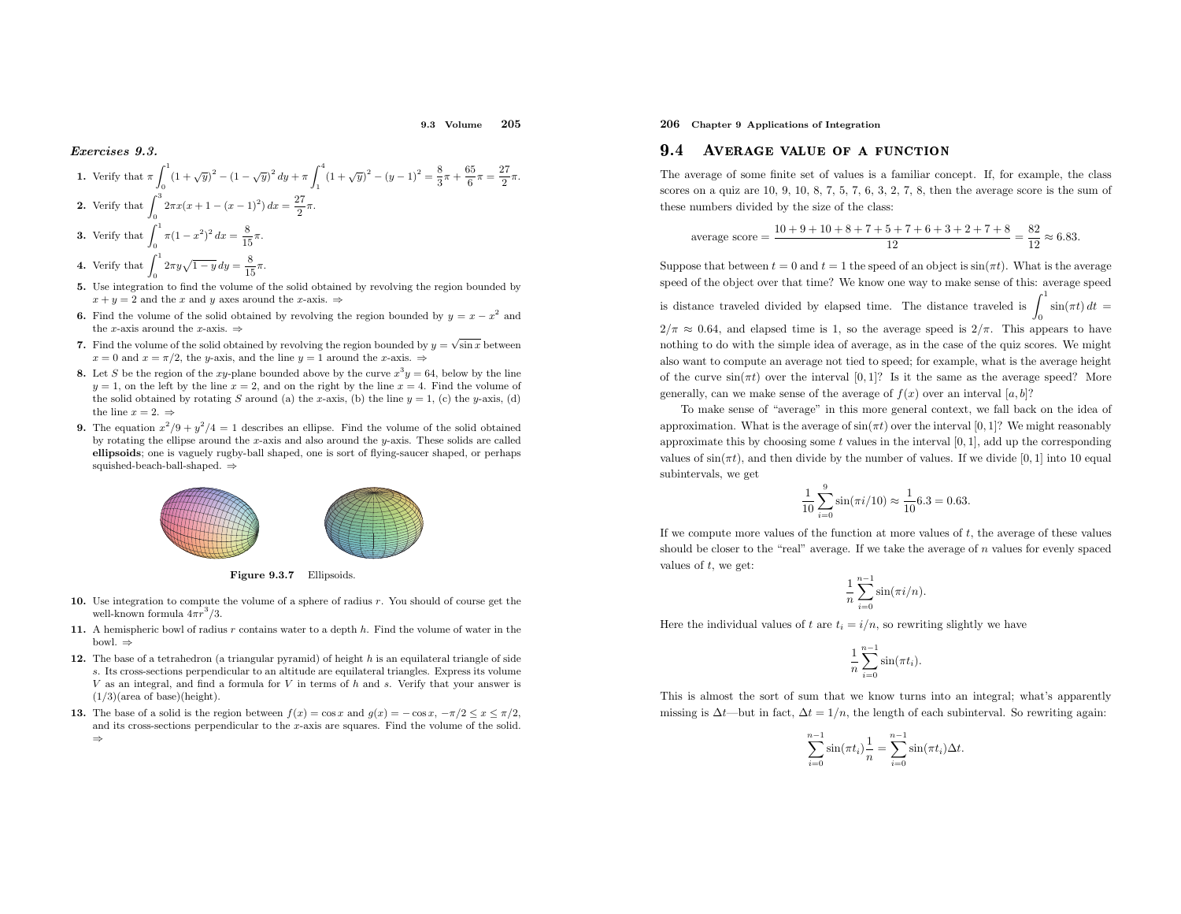*Exercises 9.3.*

**1.** Verify that $\pi\int_0^1 (1+\sqrt{y})^2 - (1-\sqrt{y})^2\,dy + \pi\int_1^4 (1+\sqrt{y})^2 - (y-1)^2 = \frac{8}{3}\pi + \frac{65}{6}\pi = \frac{27}{2}\pi$.

**2.** Verify that $\int_0^3 2\pi x(x+1-(x-1)^2)\,dx = \frac{27}{2}\pi$.

**3.** Verify that $\int_0^1 \pi(1-x^2)^2\,dx = \frac{8}{15}\pi$.

**4.** Verify that $\int_0^1 2\pi y\sqrt{1-y}\,dy = \frac{8}{15}\pi$.

**5.** Use integration to find the volume of the solid obtained by revolving the region bounded by $x+y=2$ and the $x$ and $y$ axes around the $x$-axis. ⇒

**6.** Find the volume of the solid obtained by revolving the region bounded by $y = x - x^2$ and the $x$-axis around the $x$-axis. ⇒

**7.** Find the volume of the solid obtained by revolving the region bounded by $y = \sqrt{\sin x}$ between $x = 0$ and $x = \pi/2$, the $y$-axis, and the line $y = 1$ around the $x$-axis. ⇒

**8.** Let $S$ be the region of the $xy$-plane bounded above by the curve $x^3 y = 64$, below by the line $y = 1$, on the left by the line $x = 2$, and on the right by the line $x = 4$. Find the volume of the solid obtained by rotating $S$ around (a) the $x$-axis, (b) the line $y = 1$, (c) the $y$-axis, (d) the line $x = 2$. ⇒

**9.** The equation $x^2/9 + y^2/4 = 1$ describes an ellipse. Find the volume of the solid obtained by rotating the ellipse around the $x$-axis and also around the $y$-axis. These solids are called **ellipsoids**; one is vaguely rugby-ball shaped, one is sort of flying-saucer shaped, or perhaps squished-beach-ball-shaped. ⇒

**Figure 9.3.7** Ellipsoids.

**10.** Use integration to compute the volume of a sphere of radius $r$. You should of course get the well-known formula $4\pi r^3/3$.

**11.** A hemispheric bowl of radius $r$ contains water to a depth $h$. Find the volume of water in the bowl. ⇒

**12.** The base of a tetrahedron (a triangular pyramid) of height $h$ is an equilateral triangle of side $s$. Its cross-sections perpendicular to an altitude are equilateral triangles. Express its volume $V$ as an integral, and find a formula for $V$ in terms of $h$ and $s$. Verify that your answer is (1/3)(area of base)(height).

**13.** The base of a solid is the region between $f(x) = \cos x$ and $g(x) = -\cos x$, $-\pi/2 \le x \le \pi/2$, and its cross-sections perpendicular to the $x$-axis are squares. Find the volume of the solid. ⇒

## 9.4 Average value of a function

The average of some finite set of values is a familiar concept. If, for example, the class scores on a quiz are 10, 9, 10, 8, 7, 5, 7, 6, 3, 2, 7, 8, then the average score is the sum of these numbers divided by the size of the class:

$$\text{average score} = \frac{10+9+10+8+7+5+7+6+3+2+7+8}{12} = \frac{82}{12} \approx 6.83.$$

Suppose that between $t = 0$ and $t = 1$ the speed of an object is $\sin(\pi t)$. What is the average speed of the object over that time? We know one way to make sense of this: average speed is distance traveled divided by elapsed time. The distance traveled is $\int_0^1 \sin(\pi t)\,dt = 2/\pi \approx 0.64$, and elapsed time is 1, so the average speed is $2/\pi$. This appears to have nothing to do with the simple idea of average, as in the case of the quiz scores. We might also want to compute an average not tied to speed; for example, what is the average height of the curve $\sin(\pi t)$ over the interval $[0,1]$? Is it the same as the average speed? More generally, can we make sense of the average of $f(x)$ over an interval $[a,b]$?

To make sense of "average" in this more general context, we fall back on the idea of approximation. What is the average of $\sin(\pi t)$ over the interval $[0,1]$? We might reasonably approximate this by choosing some $t$ values in the interval $[0,1]$, add up the corresponding values of $\sin(\pi t)$, and then divide by the number of values. If we divide $[0,1]$ into 10 equal subintervals, we get

$$\frac{1}{10}\sum_{i=0}^{9}\sin(\pi i/10) \approx \frac{1}{10}6.3 = 0.63.$$

If we compute more values of the function at more values of $t$, the average of these values should be closer to the "real" average. If we take the average of $n$ values for evenly spaced values of $t$, we get:

$$\frac{1}{n}\sum_{i=0}^{n-1}\sin(\pi i/n).$$

Here the individual values of $t$ are $t_i = i/n$, so rewriting slightly we have

$$\frac{1}{n}\sum_{i=0}^{n-1}\sin(\pi t_i).$$

This is almost the sort of sum that we know turns into an integral; what's apparently missing is $\Delta t$—but in fact, $\Delta t = 1/n$, the length of each subinterval. So rewriting again:

$$\sum_{i=0}^{n-1}\sin(\pi t_i)\frac{1}{n} = \sum_{i=0}^{n-1}\sin(\pi t_i)\Delta t.$$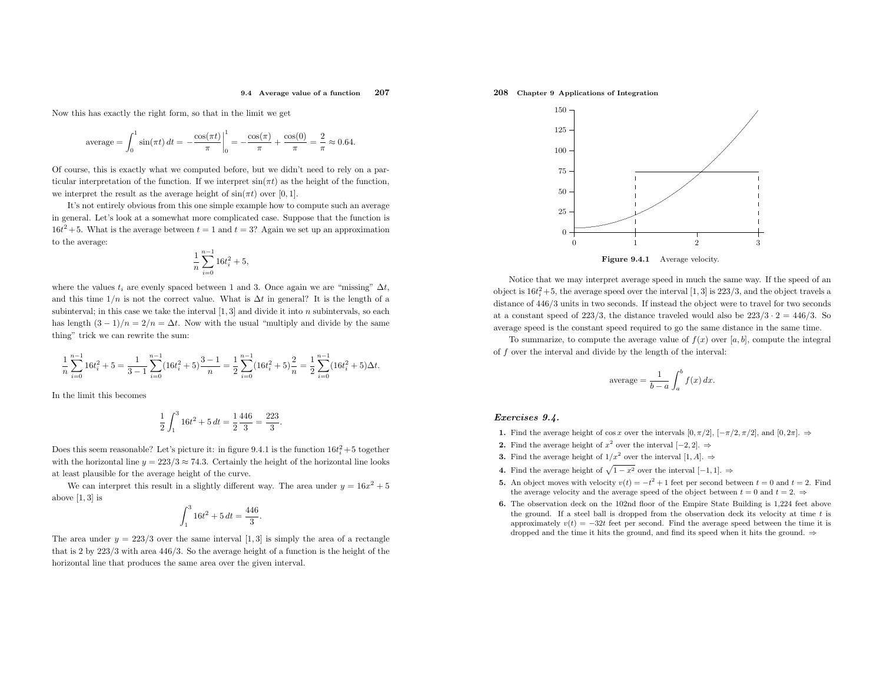Now this has exactly the right form, so that in the limit we get

$$\text{average} = \int_0^1 \sin(\pi t)\,dt = -\frac{\cos(\pi t)}{\pi}\bigg|_0^1 = -\frac{\cos(\pi)}{\pi} + \frac{\cos(0)}{\pi} = \frac{2}{\pi} \approx 0.64.$$

Of course, this is exactly what we computed before, but we didn't need to rely on a particular interpretation of the function. If we interpret $\sin(\pi t)$ as the height of the function, we interpret the result as the average height of $\sin(\pi t)$ over $[0,1]$.

It's not entirely obvious from this one simple example how to compute such an average in general. Let's look at a somewhat more complicated case. Suppose that the function is $16t^2+5$. What is the average between $t=1$ and $t=3$? Again we set up an approximation to the average:

$$\frac{1}{n}\sum_{i=0}^{n-1} 16t_i^2 + 5,$$

where the values $t_i$ are evenly spaced between 1 and 3. Once again we are "missing" $\Delta t$, and this time $1/n$ is not the correct value. What is $\Delta t$ in general? It is the length of a subinterval; in this case we take the interval $[1,3]$ and divide it into $n$ subintervals, so each has length $(3-1)/n = 2/n = \Delta t$. Now with the usual "multiply and divide by the same thing" trick we can rewrite the sum:

$$\frac{1}{n}\sum_{i=0}^{n-1} 16t_i^2 + 5 = \frac{1}{3-1}\sum_{i=0}^{n-1}(16t_i^2+5)\frac{3-1}{n} = \frac{1}{2}\sum_{i=0}^{n-1}(16t_i^2+5)\frac{2}{n} = \frac{1}{2}\sum_{i=0}^{n-1}(16t_i^2+5)\Delta t.$$

In the limit this becomes

$$\frac{1}{2}\int_1^3 16t^2+5\,dt = \frac{1}{2}\frac{446}{3} = \frac{223}{3}.$$

Does this seem reasonable? Let's picture it: in figure 9.4.1 is the function $16t_i^2+5$ together with the horizontal line $y = 223/3 \approx 74.3$. Certainly the height of the horizontal line looks at least plausible for the average height of the curve.

We can interpret this result in a slightly different way. The area under $y = 16x^2+5$ above $[1,3]$ is

$$\int_1^3 16t^2+5\,dt = \frac{446}{3}.$$

The area under $y = 223/3$ over the same interval $[1,3]$ is simply the area of a rectangle that is 2 by $223/3$ with area $446/3$. So the average height of a function is the height of the horizontal line that produces the same area over the given interval.

**Figure 9.4.1** Average velocity.

Notice that we may interpret average speed in much the same way. If the speed of an object is $16t_i^2+5$, the average speed over the interval $[1,3]$ is $223/3$, and the object travels a distance of $446/3$ units in two seconds. If instead the object were to travel for two seconds at a constant speed of $223/3$, the distance traveled would also be $223/3 \cdot 2 = 446/3$. So average speed is the constant speed required to go the same distance in the same time.

To summarize, to compute the average value of $f(x)$ over $[a,b]$, compute the integral of $f$ over the interval and divide by the length of the interval:

$$\text{average} = \frac{1}{b-a}\int_a^b f(x)\,dx.$$

### *Exercises 9.4.*

1. Find the average height of $\cos x$ over the intervals $[0,\pi/2]$, $[-\pi/2,\pi/2]$, and $[0,2\pi]$. ⇒
2. Find the average height of $x^2$ over the interval $[-2,2]$. ⇒
3. Find the average height of $1/x^2$ over the interval $[1,A]$. ⇒
4. Find the average height of $\sqrt{1-x^2}$ over the interval $[-1,1]$. ⇒
5. An object moves with velocity $v(t) = -t^2+1$ feet per second between $t=0$ and $t=2$. Find the average velocity and the average speed of the object between $t=0$ and $t=2$. ⇒
6. The observation deck on the 102nd floor of the Empire State Building is 1,224 feet above the ground. If a steel ball is dropped from the observation deck its velocity at time $t$ is approximately $v(t) = -32t$ feet per second. Find the average speed between the time it is dropped and the time it hits the ground, and find its speed when it hits the ground. ⇒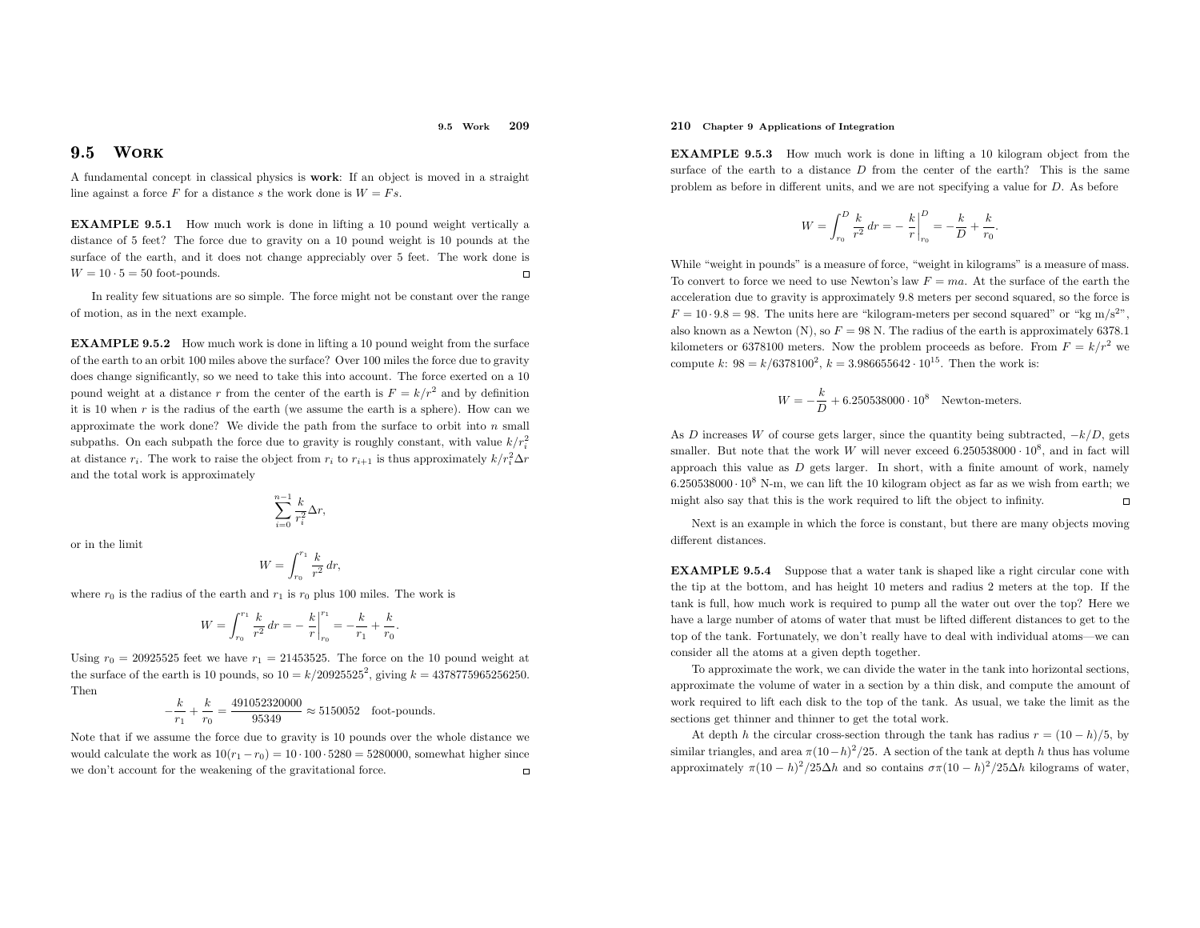## 9.5 Work

A fundamental concept in classical physics is **work**: If an object is moved in a straight line against a force $F$ for a distance $s$ the work done is $W = Fs$.

**EXAMPLE 9.5.1** How much work is done in lifting a 10 pound weight vertically a distance of 5 feet? The force due to gravity on a 10 pound weight is 10 pounds at the surface of the earth, and it does not change appreciably over 5 feet. The work done is $W = 10 \cdot 5 = 50$ foot-pounds. □

In reality few situations are so simple. The force might not be constant over the range of motion, as in the next example.

**EXAMPLE 9.5.2** How much work is done in lifting a 10 pound weight from the surface of the earth to an orbit 100 miles above the surface? Over 100 miles the force due to gravity does change significantly, so we need to take this into account. The force exerted on a 10 pound weight at a distance $r$ from the center of the earth is $F = k/r^2$ and by definition it is 10 when $r$ is the radius of the earth (we assume the earth is a sphere). How can we approximate the work done? We divide the path from the surface to orbit into $n$ small subpaths. On each subpath the force due to gravity is roughly constant, with value $k/r_i^2$ at distance $r_i$. The work to raise the object from $r_i$ to $r_{i+1}$ is thus approximately $k/r_i^2 \Delta r$ and the total work is approximately

$$\sum_{i=0}^{n-1} \frac{k}{r_i^2} \Delta r,$$

or in the limit

$$W = \int_{r_0}^{r_1} \frac{k}{r^2}\, dr,$$

where $r_0$ is the radius of the earth and $r_1$ is $r_0$ plus 100 miles. The work is

$$W = \int_{r_0}^{r_1} \frac{k}{r^2}\, dr = -\left.\frac{k}{r}\right|_{r_0}^{r_1} = -\frac{k}{r_1} + \frac{k}{r_0}.$$

Using $r_0 = 20925525$ feet we have $r_1 = 21453525$. The force on the 10 pound weight at the surface of the earth is 10 pounds, so $10 = k/20925525^2$, giving $k = 4378775965256250$. Then

$$-\frac{k}{r_1} + \frac{k}{r_0} = \frac{491052320000}{95349} \approx 5150052 \quad \text{foot-pounds.}$$

Note that if we assume the force due to gravity is 10 pounds over the whole distance we would calculate the work as $10(r_1 - r_0) = 10 \cdot 100 \cdot 5280 = 5280000$, somewhat higher since we don't account for the weakening of the gravitational force. □

**EXAMPLE 9.5.3** How much work is done in lifting a 10 kilogram object from the surface of the earth to a distance $D$ from the center of the earth? This is the same problem as before in different units, and we are not specifying a value for $D$. As before

$$W = \int_{r_0}^{D} \frac{k}{r^2}\, dr = -\left.\frac{k}{r}\right|_{r_0}^{D} = -\frac{k}{D} + \frac{k}{r_0}.$$

While "weight in pounds" is a measure of force, "weight in kilograms" is a measure of mass. To convert to force we need to use Newton's law $F = ma$. At the surface of the earth the acceleration due to gravity is approximately 9.8 meters per second squared, so the force is $F = 10 \cdot 9.8 = 98$. The units here are "kilogram-meters per second squared" or "kg m/s$^2$", also known as a Newton (N), so $F = 98$ N. The radius of the earth is approximately 6378.1 kilometers or 6378100 meters. Now the problem proceeds as before. From $F = k/r^2$ we compute $k$: $98 = k/6378100^2$, $k = 3.986655642 \cdot 10^{15}$. Then the work is:

$$W = -\frac{k}{D} + 6.250538000 \cdot 10^8 \quad \text{Newton-meters.}$$

As $D$ increases $W$ of course gets larger, since the quantity being subtracted, $-k/D$, gets smaller. But note that the work $W$ will never exceed $6.250538000 \cdot 10^8$, and in fact will approach this value as $D$ gets larger. In short, with a finite amount of work, namely $6.250538000 \cdot 10^8$ N-m, we can lift the 10 kilogram object as far as we wish from earth; we might also say that this is the work required to lift the object to infinity. □

Next is an example in which the force is constant, but there are many objects moving different distances.

**EXAMPLE 9.5.4** Suppose that a water tank is shaped like a right circular cone with the tip at the bottom, and has height 10 meters and radius 2 meters at the top. If the tank is full, how much work is required to pump all the water out over the top? Here we have a large number of atoms of water that must be lifted different distances to get to the top of the tank. Fortunately, we don't really have to deal with individual atoms—we can consider all the atoms at a given depth together.

To approximate the work, we can divide the water in the tank into horizontal sections, approximate the volume of water in a section by a thin disk, and compute the amount of work required to lift each disk to the top of the tank. As usual, we take the limit as the sections get thinner and thinner to get the total work.

At depth $h$ the circular cross-section through the tank has radius $r = (10 - h)/5$, by similar triangles, and area $\pi(10-h)^2/25$. A section of the tank at depth $h$ thus has volume approximately $\pi(10-h)^2/25\Delta h$ and so contains $\sigma\pi(10-h)^2/25\Delta h$ kilograms of water,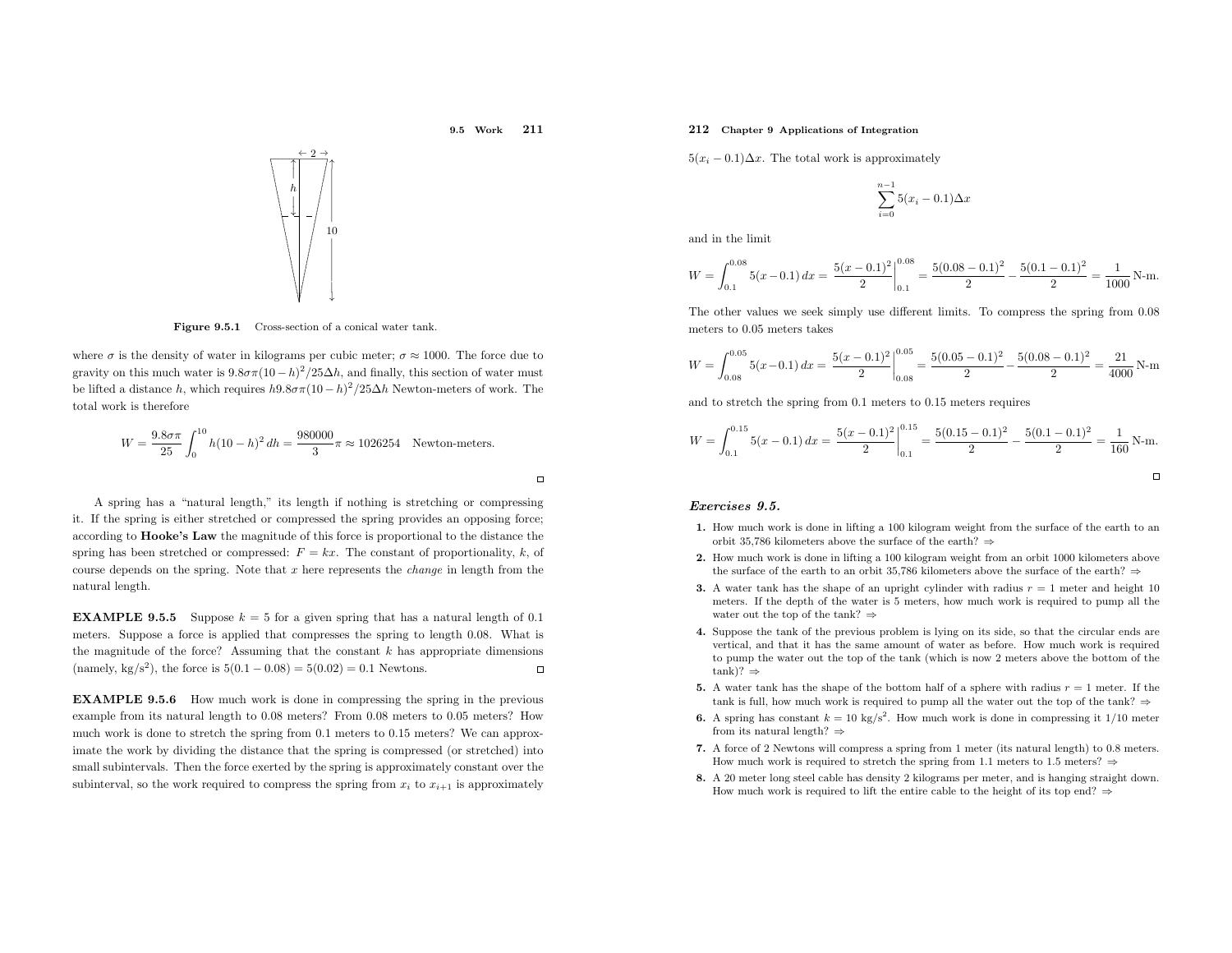Figure 9.5.1 Cross-section of a conical water tank.

where $\sigma$ is the density of water in kilograms per cubic meter; $\sigma \approx 1000$. The force due to gravity on this much water is $9.8\sigma\pi(10-h)^2/25\Delta h$, and finally, this section of water must be lifted a distance $h$, which requires $h9.8\sigma\pi(10-h)^2/25\Delta h$ Newton-meters of work. The total work is therefore

$$W = \frac{9.8\sigma\pi}{25}\int_0^{10} h(10-h)^2\,dh = \frac{980000}{3}\pi \approx 1026254 \quad \text{Newton-meters.}$$

□

A spring has a "natural length," its length if nothing is stretching or compressing it. If the spring is either stretched or compressed the spring provides an opposing force; according to **Hooke's Law** the magnitude of this force is proportional to the distance the spring has been stretched or compressed: $F = kx$. The constant of proportionality, $k$, of course depends on the spring. Note that $x$ here represents the *change* in length from the natural length.

**EXAMPLE 9.5.5** Suppose $k = 5$ for a given spring that has a natural length of 0.1 meters. Suppose a force is applied that compresses the spring to length 0.08. What is the magnitude of the force? Assuming that the constant $k$ has appropriate dimensions (namely, kg/s$^2$), the force is $5(0.1 - 0.08) = 5(0.02) = 0.1$ Newtons. □

**EXAMPLE 9.5.6** How much work is done in compressing the spring in the previous example from its natural length to 0.08 meters? From 0.08 meters to 0.05 meters? How much work is done to stretch the spring from 0.1 meters to 0.15 meters? We can approximate the work by dividing the distance that the spring is compressed (or stretched) into small subintervals. Then the force exerted by the spring is approximately constant over the subinterval, so the work required to compress the spring from $x_i$ to $x_{i+1}$ is approximately $5(x_i - 0.1)\Delta x$. The total work is approximately

$$\sum_{i=0}^{n-1} 5(x_i - 0.1)\Delta x$$

and in the limit

$$W = \int_{0.1}^{0.08} 5(x-0.1)\,dx = \left.\frac{5(x-0.1)^2}{2}\right|_{0.1}^{0.08} = \frac{5(0.08-0.1)^2}{2} - \frac{5(0.1-0.1)^2}{2} = \frac{1}{1000}\text{ N-m.}$$

The other values we seek simply use different limits. To compress the spring from 0.08 meters to 0.05 meters takes

$$W = \int_{0.08}^{0.05} 5(x-0.1)\,dx = \left.\frac{5(x-0.1)^2}{2}\right|_{0.08}^{0.05} = \frac{5(0.05-0.1)^2}{2} - \frac{5(0.08-0.1)^2}{2} = \frac{21}{4000}\text{ N-m}$$

and to stretch the spring from 0.1 meters to 0.15 meters requires

$$W = \int_{0.1}^{0.15} 5(x-0.1)\,dx = \left.\frac{5(x-0.1)^2}{2}\right|_{0.1}^{0.15} = \frac{5(0.15-0.1)^2}{2} - \frac{5(0.1-0.1)^2}{2} = \frac{1}{160}\text{ N-m.}$$

□

## *Exercises 9.5.*

1. How much work is done in lifting a 100 kilogram weight from the surface of the earth to an orbit 35,786 kilometers above the surface of the earth? ⇒
2. How much work is done in lifting a 100 kilogram weight from an orbit 1000 kilometers above the surface of the earth to an orbit 35,786 kilometers above the surface of the earth? ⇒
3. A water tank has the shape of an upright cylinder with radius $r = 1$ meter and height 10 meters. If the depth of the water is 5 meters, how much work is required to pump all the water out the top of the tank? ⇒
4. Suppose the tank of the previous problem is lying on its side, so that the circular ends are vertical, and that it has the same amount of water as before. How much work is required to pump the water out the top of the tank (which is now 2 meters above the bottom of the tank)? ⇒
5. A water tank has the shape of the bottom half of a sphere with radius $r = 1$ meter. If the tank is full, how much work is required to pump all the water out the top of the tank? ⇒
6. A spring has constant $k = 10$ kg/s$^2$. How much work is done in compressing it 1/10 meter from its natural length? ⇒
7. A force of 2 Newtons will compress a spring from 1 meter (its natural length) to 0.8 meters. How much work is required to stretch the spring from 1.1 meters to 1.5 meters? ⇒
8. A 20 meter long steel cable has density 2 kilograms per meter, and is hanging straight down. How much work is required to lift the entire cable to the height of its top end? ⇒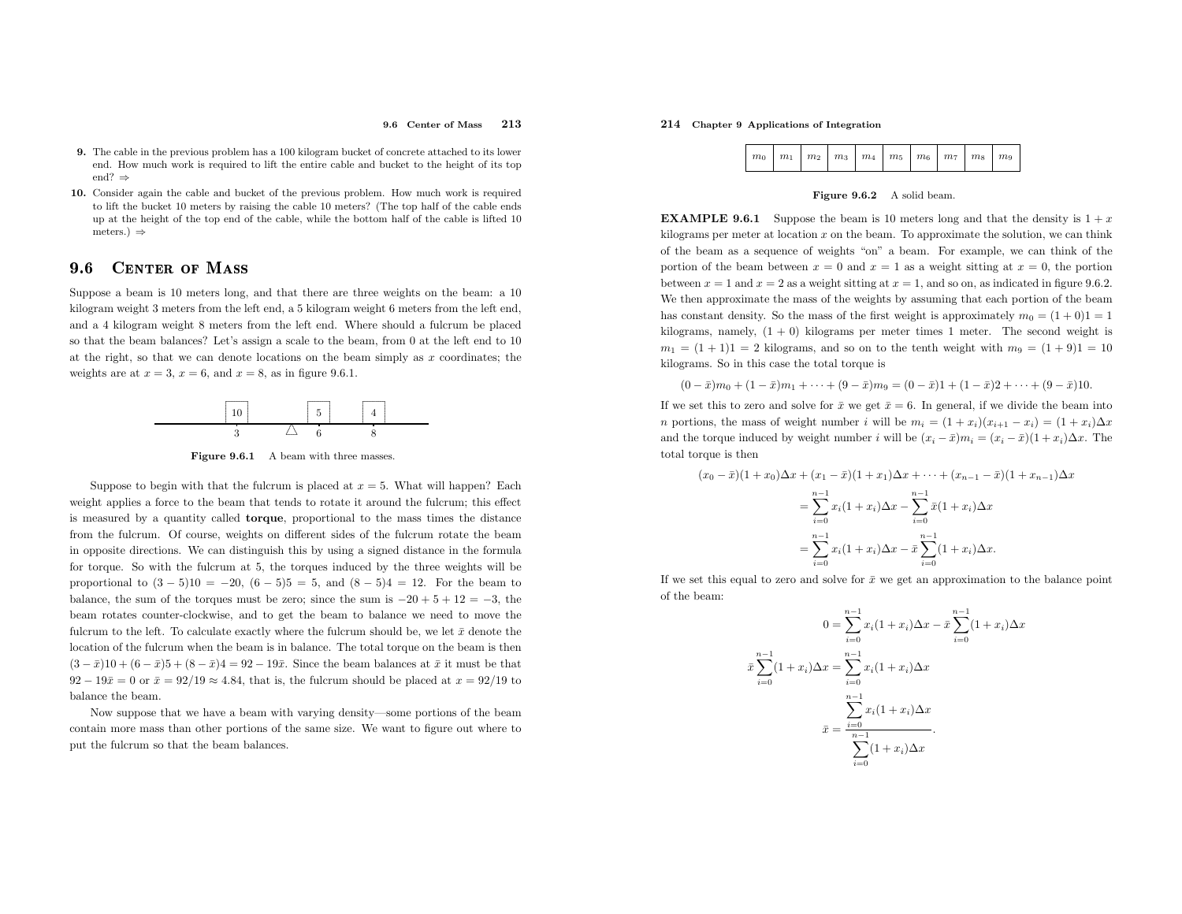**9.** The cable in the previous problem has a 100 kilogram bucket of concrete attached to its lower end. How much work is required to lift the entire cable and bucket to the height of its top end? ⇒

**10.** Consider again the cable and bucket of the previous problem. How much work is required to lift the bucket 10 meters by raising the cable 10 meters? (The top half of the cable ends up at the height of the top end of the cable, while the bottom half of the cable is lifted 10 meters.) ⇒

## 9.6 Center of Mass

Suppose a beam is 10 meters long, and that there are three weights on the beam: a 10 kilogram weight 3 meters from the left end, a 5 kilogram weight 6 meters from the left end, and a 4 kilogram weight 8 meters from the left end. Where should a fulcrum be placed so that the beam balances? Let's assign a scale to the beam, from 0 at the left end to 10 at the right, so that we can denote locations on the beam simply as $x$ coordinates; the weights are at $x = 3$, $x = 6$, and $x = 8$, as in figure 9.6.1.

**Figure 9.6.1** A beam with three masses.

Suppose to begin with that the fulcrum is placed at $x = 5$. What will happen? Each weight applies a force to the beam that tends to rotate it around the fulcrum; this effect is measured by a quantity called **torque**, proportional to the mass times the distance from the fulcrum. Of course, weights on different sides of the fulcrum rotate the beam in opposite directions. We can distinguish this by using a signed distance in the formula for torque. So with the fulcrum at 5, the torques induced by the three weights will be proportional to $(3-5)10 = -20$, $(6-5)5 = 5$, and $(8-5)4 = 12$. For the beam to balance, the sum of the torques must be zero; since the sum is $-20 + 5 + 12 = -3$, the beam rotates counter-clockwise, and to get the beam to balance we need to move the fulcrum to the left. To calculate exactly where the fulcrum should be, we let $\bar{x}$ denote the location of the fulcrum when the beam is in balance. The total torque on the beam is then $(3-\bar{x})10 + (6-\bar{x})5 + (8-\bar{x})4 = 92 - 19\bar{x}$. Since the beam balances at $\bar{x}$ it must be that $92 - 19\bar{x} = 0$ or $\bar{x} = 92/19 \approx 4.84$, that is, the fulcrum should be placed at $x = 92/19$ to balance the beam.

Now suppose that we have a beam with varying density—some portions of the beam contain more mass than other portions of the same size. We want to figure out where to put the fulcrum so that the beam balances.

| $m_0$ | $m_1$ | $m_2$ | $m_3$ | $m_4$ | $m_5$ | $m_6$ | $m_7$ | $m_8$ | $m_9$ |
|---|---|---|---|---|---|---|---|---|---|

**Figure 9.6.2** A solid beam.

**EXAMPLE 9.6.1** Suppose the beam is 10 meters long and that the density is $1 + x$ kilograms per meter at location $x$ on the beam. To approximate the solution, we can think of the beam as a sequence of weights "on" a beam. For example, we can think of the portion of the beam between $x = 0$ and $x = 1$ as a weight sitting at $x = 0$, the portion between $x = 1$ and $x = 2$ as a weight sitting at $x = 1$, and so on, as indicated in figure 9.6.2. We then approximate the mass of the weights by assuming that each portion of the beam has constant density. So the mass of the first weight is approximately $m_0 = (1+0)1 = 1$ kilograms, namely, $(1+0)$ kilograms per meter times 1 meter. The second weight is $m_1 = (1+1)1 = 2$ kilograms, and so on to the tenth weight with $m_9 = (1+9)1 = 10$ kilograms. So in this case the total torque is

$$(0-\bar{x})m_0 + (1-\bar{x})m_1 + \cdots + (9-\bar{x})m_9 = (0-\bar{x})1 + (1-\bar{x})2 + \cdots + (9-\bar{x})10.$$

If we set this to zero and solve for $\bar{x}$ we get $\bar{x} = 6$. In general, if we divide the beam into $n$ portions, the mass of weight number $i$ will be $m_i = (1+x_i)(x_{i+1} - x_i) = (1+x_i)\Delta x$ and the torque induced by weight number $i$ will be $(x_i - \bar{x})m_i = (x_i - \bar{x})(1+x_i)\Delta x$. The total torque is then

$$\begin{aligned}
(x_0 - \bar{x})(1+x_0)\Delta x + (x_1 - \bar{x})(1+x_1)\Delta x + \cdots + (x_{n-1} - \bar{x})(1+x_{n-1})\Delta x \\
= \sum_{i=0}^{n-1} x_i(1+x_i)\Delta x - \sum_{i=0}^{n-1} \bar{x}(1+x_i)\Delta x \\
= \sum_{i=0}^{n-1} x_i(1+x_i)\Delta x - \bar{x}\sum_{i=0}^{n-1}(1+x_i)\Delta x.
\end{aligned}$$

If we set this equal to zero and solve for $\bar{x}$ we get an approximation to the balance point of the beam:

$$\begin{aligned}
0 &= \sum_{i=0}^{n-1} x_i(1+x_i)\Delta x - \bar{x}\sum_{i=0}^{n-1}(1+x_i)\Delta x \\
\bar{x}\sum_{i=0}^{n-1}(1+x_i)\Delta x &= \sum_{i=0}^{n-1} x_i(1+x_i)\Delta x \\
\bar{x} &= \frac{\displaystyle\sum_{i=0}^{n-1} x_i(1+x_i)\Delta x}{\displaystyle\sum_{i=0}^{n-1}(1+x_i)\Delta x}.
\end{aligned}$$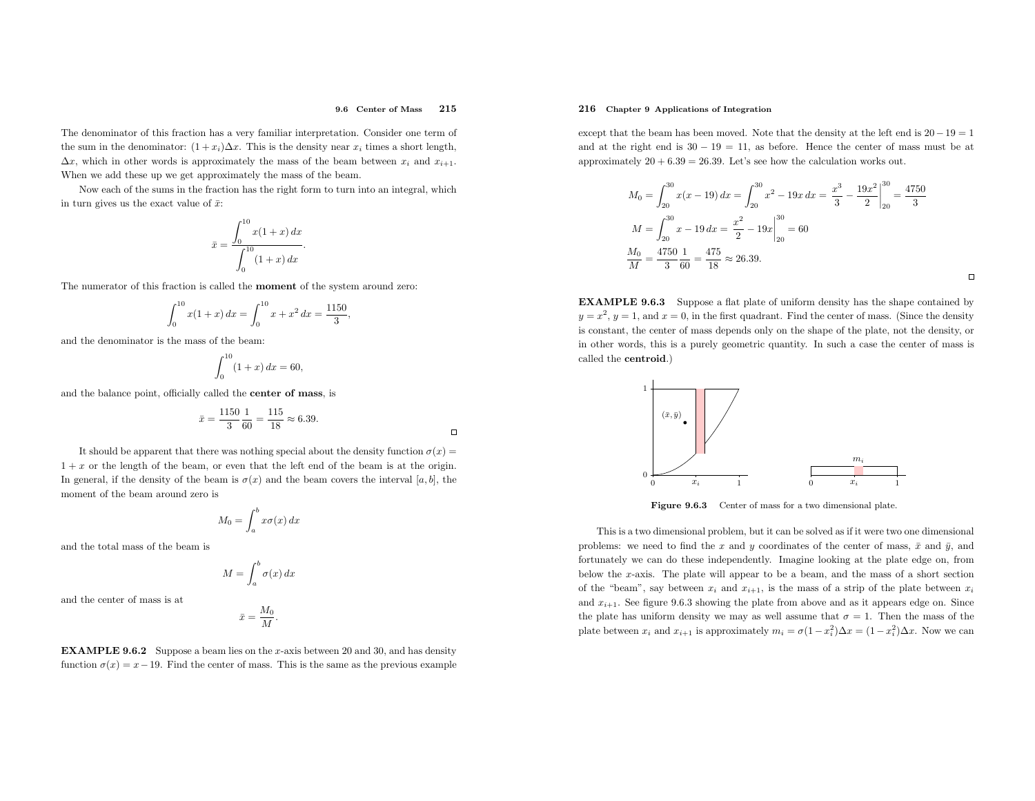The denominator of this fraction has a very familiar interpretation. Consider one term of the sum in the denominator: $(1+x_i)\Delta x$. This is the density near $x_i$ times a short length, $\Delta x$, which in other words is approximately the mass of the beam between $x_i$ and $x_{i+1}$. When we add these up we get approximately the mass of the beam.

Now each of the sums in the fraction has the right form to turn into an integral, which in turn gives us the exact value of $\bar{x}$:

$$\bar{x} = \frac{\displaystyle\int_0^{10} x(1+x)\,dx}{\displaystyle\int_0^{10} (1+x)\,dx}.$$

The numerator of this fraction is called the **moment** of the system around zero:

$$\int_0^{10} x(1+x)\,dx = \int_0^{10} x + x^2\,dx = \frac{1150}{3},$$

and the denominator is the mass of the beam:

$$\int_0^{10} (1+x)\,dx = 60,$$

and the balance point, officially called the **center of mass**, is

$$\bar{x} = \frac{1150}{3}\frac{1}{60} = \frac{115}{18} \approx 6.39.$$

□

It should be apparent that there was nothing special about the density function $\sigma(x) = 1+x$ or the length of the beam, or even that the left end of the beam is at the origin. In general, if the density of the beam is $\sigma(x)$ and the beam covers the interval $[a,b]$, the moment of the beam around zero is

$$M_0 = \int_a^b x\sigma(x)\,dx$$

and the total mass of the beam is

$$M = \int_a^b \sigma(x)\,dx$$

and the center of mass is at

$$\bar{x} = \frac{M_0}{M}.$$

**EXAMPLE 9.6.2** Suppose a beam lies on the $x$-axis between 20 and 30, and has density function $\sigma(x) = x-19$. Find the center of mass. This is the same as the previous example except that the beam has been moved. Note that the density at the left end is $20-19=1$ and at the right end is $30-19=11$, as before. Hence the center of mass must be at approximately $20+6.39=26.39$. Let's see how the calculation works out.

$$M_0 = \int_{20}^{30} x(x-19)\,dx = \int_{20}^{30} x^2 - 19x\,dx = \left.\frac{x^3}{3} - \frac{19x^2}{2}\right|_{20}^{30} = \frac{4750}{3}$$

$$M = \int_{20}^{30} x - 19\,dx = \left.\frac{x^2}{2} - 19x\right|_{20}^{30} = 60$$

$$\frac{M_0}{M} = \frac{4750}{3}\frac{1}{60} = \frac{475}{18} \approx 26.39.$$

□

**EXAMPLE 9.6.3** Suppose a flat plate of uniform density has the shape contained by $y=x^2$, $y=1$, and $x=0$, in the first quadrant. Find the center of mass. (Since the density is constant, the center of mass depends only on the shape of the plate, not the density, or in other words, this is a purely geometric quantity. In such a case the center of mass is called the **centroid**.)

**Figure 9.6.3** Center of mass for a two dimensional plate.

This is a two dimensional problem, but it can be solved as if it were two one dimensional problems: we need to find the $x$ and $y$ coordinates of the center of mass, $\bar{x}$ and $\bar{y}$, and fortunately we can do these independently. Imagine looking at the plate edge on, from below the $x$-axis. The plate will appear to be a beam, and the mass of a short section of the "beam", say between $x_i$ and $x_{i+1}$, is the mass of a strip of the plate between $x_i$ and $x_{i+1}$. See figure 9.6.3 showing the plate from above and as it appears edge on. Since the plate has uniform density we may as well assume that $\sigma = 1$. Then the mass of the plate between $x_i$ and $x_{i+1}$ is approximately $m_i = \sigma(1-x_i^2)\Delta x = (1-x_i^2)\Delta x$. Now we can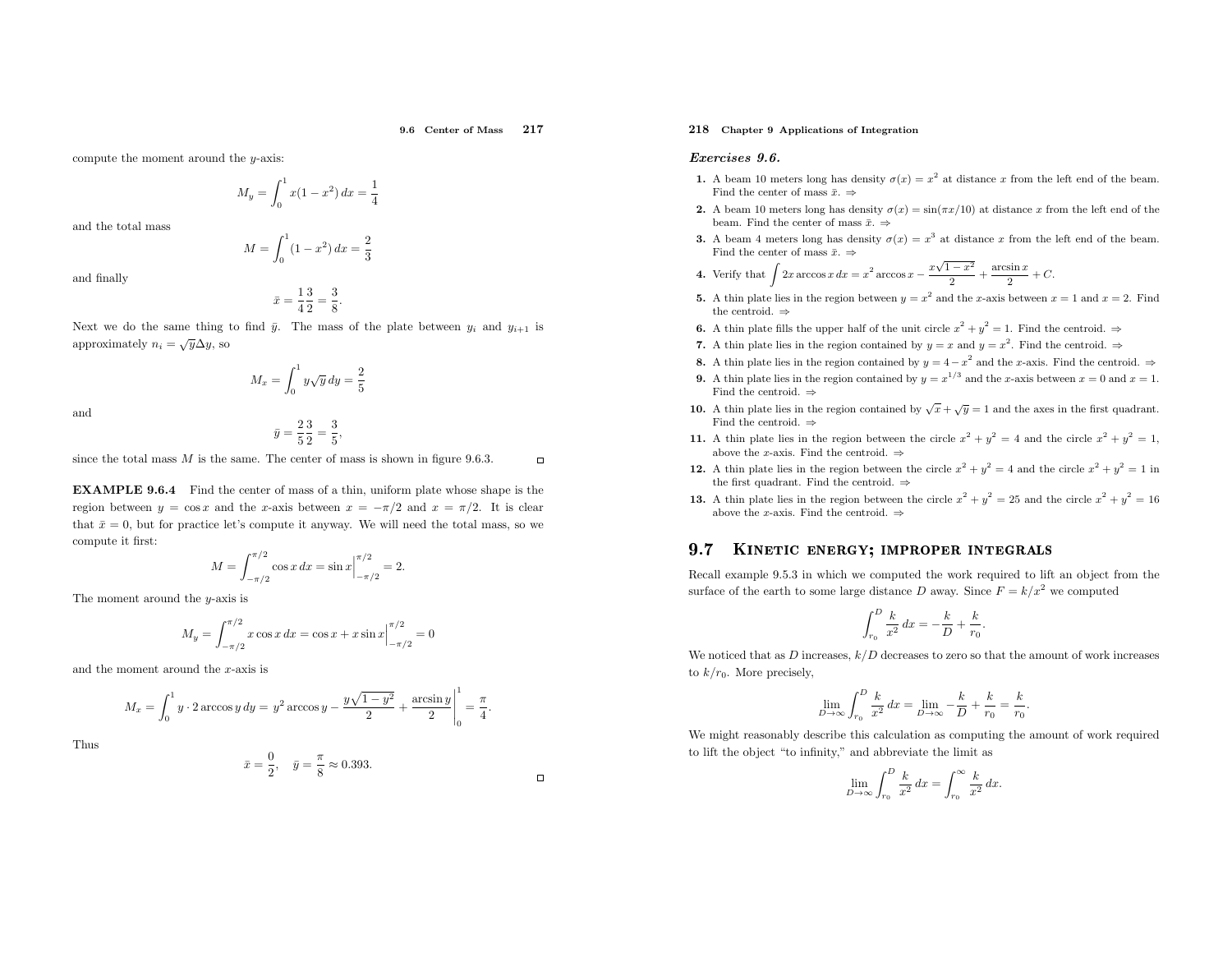compute the moment around the $y$-axis:

$$M_y = \int_0^1 x(1-x^2)\,dx = \frac{1}{4}$$

and the total mass

$$M = \int_0^1 (1-x^2)\,dx = \frac{2}{3}$$

and finally

$$\bar{x} = \frac{1}{4}\frac{3}{2} = \frac{3}{8}.$$

Next we do the same thing to find $\bar{y}$. The mass of the plate between $y_i$ and $y_{i+1}$ is approximately $n_i = \sqrt{y}\Delta y$, so

$$M_x = \int_0^1 y\sqrt{y}\,dy = \frac{2}{5}$$

and

$$\bar{y} = \frac{2}{5}\frac{3}{2} = \frac{3}{5},$$

since the total mass $M$ is the same. The center of mass is shown in figure 9.6.3. □

**EXAMPLE 9.6.4** Find the center of mass of a thin, uniform plate whose shape is the region between $y = \cos x$ and the $x$-axis between $x = -\pi/2$ and $x = \pi/2$. It is clear that $\bar{x} = 0$, but for practice let's compute it anyway. We will need the total mass, so we compute it first:

$$M = \int_{-\pi/2}^{\pi/2} \cos x\,dx = \sin x\Big|_{-\pi/2}^{\pi/2} = 2.$$

The moment around the $y$-axis is

$$M_y = \int_{-\pi/2}^{\pi/2} x\cos x\,dx = \cos x + x\sin x\Big|_{-\pi/2}^{\pi/2} = 0$$

and the moment around the $x$-axis is

$$M_x = \int_0^1 y\cdot 2\arccos y\,dy = y^2\arccos y - \frac{y\sqrt{1-y^2}}{2} + \frac{\arcsin y}{2}\Bigg|_0^1 = \frac{\pi}{4}.$$

Thus

$$\bar{x} = \frac{0}{2}, \quad \bar{y} = \frac{\pi}{8} \approx 0.393.$$

□

## *Exercises 9.6.*

**1.** A beam 10 meters long has density $\sigma(x) = x^2$ at distance $x$ from the left end of the beam. Find the center of mass $\bar{x}$. ⇒

**2.** A beam 10 meters long has density $\sigma(x) = \sin(\pi x/10)$ at distance $x$ from the left end of the beam. Find the center of mass $\bar{x}$. ⇒

**3.** A beam 4 meters long has density $\sigma(x) = x^3$ at distance $x$ from the left end of the beam. Find the center of mass $\bar{x}$. ⇒

**4.** Verify that $\displaystyle\int 2x\arccos x\,dx = x^2\arccos x - \frac{x\sqrt{1-x^2}}{2} + \frac{\arcsin x}{2} + C.$

**5.** A thin plate lies in the region between $y = x^2$ and the $x$-axis between $x = 1$ and $x = 2$. Find the centroid. ⇒

**6.** A thin plate fills the upper half of the unit circle $x^2 + y^2 = 1$. Find the centroid. ⇒

**7.** A thin plate lies in the region contained by $y = x$ and $y = x^2$. Find the centroid. ⇒

**8.** A thin plate lies in the region contained by $y = 4 - x^2$ and the $x$-axis. Find the centroid. ⇒

**9.** A thin plate lies in the region contained by $y = x^{1/3}$ and the $x$-axis between $x = 0$ and $x = 1$. Find the centroid. ⇒

**10.** A thin plate lies in the region contained by $\sqrt{x} + \sqrt{y} = 1$ and the axes in the first quadrant. Find the centroid. ⇒

**11.** A thin plate lies in the region between the circle $x^2 + y^2 = 4$ and the circle $x^2 + y^2 = 1$, above the $x$-axis. Find the centroid. ⇒

**12.** A thin plate lies in the region between the circle $x^2 + y^2 = 4$ and the circle $x^2 + y^2 = 1$ in the first quadrant. Find the centroid. ⇒

**13.** A thin plate lies in the region between the circle $x^2 + y^2 = 25$ and the circle $x^2 + y^2 = 16$ above the $x$-axis. Find the centroid. ⇒

# 9.7 Kinetic energy; improper integrals

Recall example 9.5.3 in which we computed the work required to lift an object from the surface of the earth to some large distance $D$ away. Since $F = k/x^2$ we computed

$$\int_{r_0}^{D} \frac{k}{x^2}\,dx = -\frac{k}{D} + \frac{k}{r_0}.$$

We noticed that as $D$ increases, $k/D$ decreases to zero so that the amount of work increases to $k/r_0$. More precisely,

$$\lim_{D\to\infty} \int_{r_0}^{D} \frac{k}{x^2}\,dx = \lim_{D\to\infty} -\frac{k}{D} + \frac{k}{r_0} = \frac{k}{r_0}.$$

We might reasonably describe this calculation as computing the amount of work required to lift the object "to infinity," and abbreviate the limit as

$$\lim_{D\to\infty} \int_{r_0}^{D} \frac{k}{x^2}\,dx = \int_{r_0}^{\infty} \frac{k}{x^2}\,dx.$$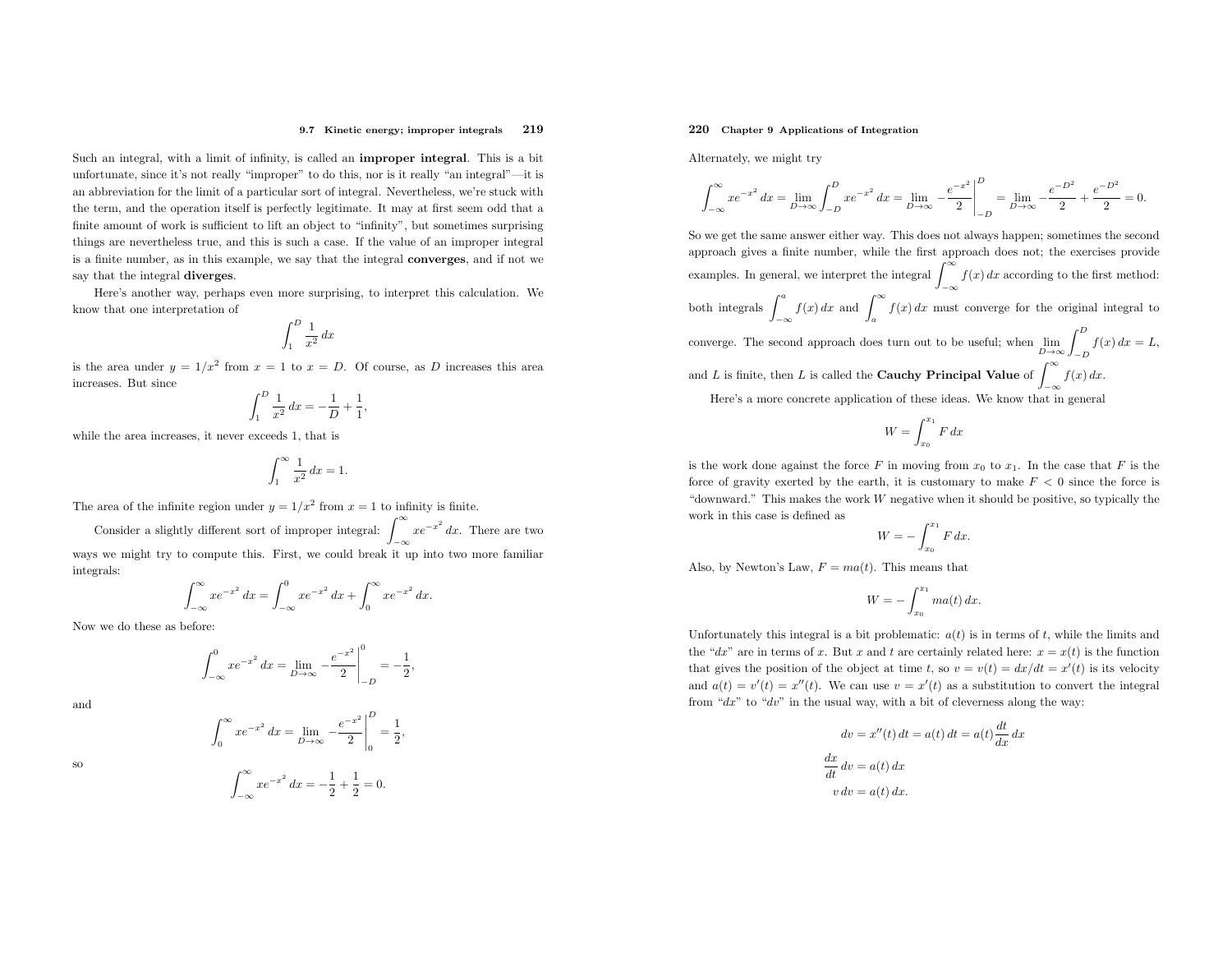Such an integral, with a limit of infinity, is called an **improper integral**. This is a bit unfortunate, since it's not really "improper" to do this, nor is it really "an integral"—it is an abbreviation for the limit of a particular sort of integral. Nevertheless, we're stuck with the term, and the operation itself is perfectly legitimate. It may at first seem odd that a finite amount of work is sufficient to lift an object to "infinity", but sometimes surprising things are nevertheless true, and this is such a case. If the value of an improper integral is a finite number, as in this example, we say that the integral **converges**, and if not we say that the integral **diverges**.

Here's another way, perhaps even more surprising, to interpret this calculation. We know that one interpretation of

$$\int_1^D \frac{1}{x^2}\,dx$$

is the area under $y = 1/x^2$ from $x = 1$ to $x = D$. Of course, as $D$ increases this area increases. But since

$$\int_1^D \frac{1}{x^2}\,dx = -\frac{1}{D} + \frac{1}{1},$$

while the area increases, it never exceeds 1, that is

$$\int_1^\infty \frac{1}{x^2}\,dx = 1.$$

The area of the infinite region under $y = 1/x^2$ from $x = 1$ to infinity is finite.

Consider a slightly different sort of improper integral: $\int_{-\infty}^{\infty} xe^{-x^2}\,dx$. There are two ways we might try to compute this. First, we could break it up into two more familiar integrals:

$$\int_{-\infty}^{\infty} xe^{-x^2}\,dx = \int_{-\infty}^{0} xe^{-x^2}\,dx + \int_{0}^{\infty} xe^{-x^2}\,dx.$$

Now we do these as before:

$$\int_{-\infty}^{0} xe^{-x^2}\,dx = \lim_{D\to\infty} -\frac{e^{-x^2}}{2}\bigg|_{-D}^{0} = -\frac{1}{2},$$

and

$$\int_{0}^{\infty} xe^{-x^2}\,dx = \lim_{D\to\infty} -\frac{e^{-x^2}}{2}\bigg|_{0}^{D} = \frac{1}{2},$$

so

$$\int_{-\infty}^{\infty} xe^{-x^2}\,dx = -\frac{1}{2} + \frac{1}{2} = 0.$$

Alternately, we might try

$$\int_{-\infty}^{\infty} xe^{-x^2}\,dx = \lim_{D\to\infty}\int_{-D}^{D} xe^{-x^2}\,dx = \lim_{D\to\infty} -\frac{e^{-x^2}}{2}\bigg|_{-D}^{D} = \lim_{D\to\infty} -\frac{e^{-D^2}}{2} + \frac{e^{-D^2}}{2} = 0.$$

So we get the same answer either way. This does not always happen; sometimes the second approach gives a finite number, while the first approach does not; the exercises provide examples. In general, we interpret the integral $\int_{-\infty}^{\infty} f(x)\,dx$ according to the first method: both integrals $\int_{-\infty}^{a} f(x)\,dx$ and $\int_{a}^{\infty} f(x)\,dx$ must converge for the original integral to converge. The second approach does turn out to be useful; when $\lim_{D\to\infty}\int_{-D}^{D} f(x)\,dx = L$, and $L$ is finite, then $L$ is called the **Cauchy Principal Value** of $\int_{-\infty}^{\infty} f(x)\,dx$.

Here's a more concrete application of these ideas. We know that in general

$$W = \int_{x_0}^{x_1} F\,dx$$

is the work done against the force $F$ in moving from $x_0$ to $x_1$. In the case that $F$ is the force of gravity exerted by the earth, it is customary to make $F < 0$ since the force is "downward." This makes the work $W$ negative when it should be positive, so typically the work in this case is defined as

$$W = -\int_{x_0}^{x_1} F\,dx.$$

Also, by Newton's Law, $F = ma(t)$. This means that

$$W = -\int_{x_0}^{x_1} ma(t)\,dx.$$

Unfortunately this integral is a bit problematic: $a(t)$ is in terms of $t$, while the limits and the "$dx$" are in terms of $x$. But $x$ and $t$ are certainly related here: $x = x(t)$ is the function that gives the position of the object at time $t$, so $v = v(t) = dx/dt = x'(t)$ is its velocity and $a(t) = v'(t) = x''(t)$. We can use $v = x'(t)$ as a substitution to convert the integral from "$dx$" to "$dv$" in the usual way, with a bit of cleverness along the way:

$$dv = x''(t)\,dt = a(t)\,dt = a(t)\frac{dt}{dx}\,dx$$

$$\frac{dx}{dt}\,dv = a(t)\,dx$$

$$v\,dv = a(t)\,dx.$$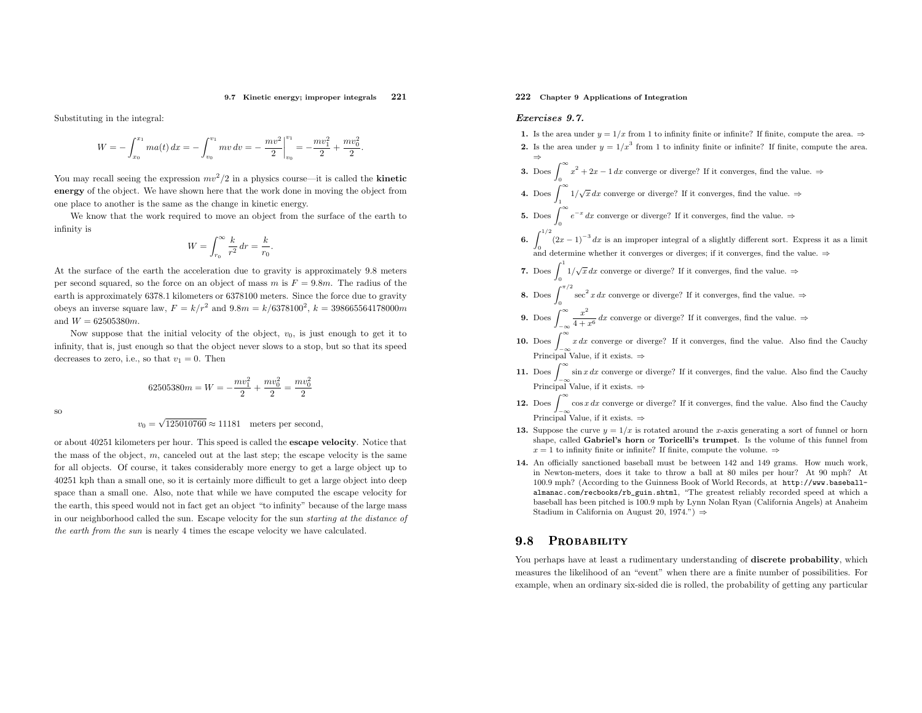Substituting in the integral:

$$W = -\int_{x_0}^{x_1} ma(t)\,dx = -\int_{v_0}^{v_1} mv\,dv = -\left.\frac{mv^2}{2}\right|_{v_0}^{v_1} = -\frac{mv_1^2}{2} + \frac{mv_0^2}{2}.$$

You may recall seeing the expression $mv^2/2$ in a physics course—it is called the **kinetic energy** of the object. We have shown here that the work done in moving the object from one place to another is the same as the change in kinetic energy.

We know that the work required to move an object from the surface of the earth to infinity is

$$W = \int_{r_0}^{\infty} \frac{k}{r^2}\,dr = \frac{k}{r_0}.$$

At the surface of the earth the acceleration due to gravity is approximately 9.8 meters per second squared, so the force on an object of mass $m$ is $F = 9.8m$. The radius of the earth is approximately 6378.1 kilometers or 6378100 meters. Since the force due to gravity obeys an inverse square law, $F = k/r^2$ and $9.8m = k/6378100^2$, $k = 398665564178000m$ and $W = 62505380m$.

Now suppose that the initial velocity of the object, $v_0$, is just enough to get it to infinity, that is, just enough so that the object never slows to a stop, but so that its speed decreases to zero, i.e., so that $v_1 = 0$. Then

$$62505380m = W = -\frac{mv_1^2}{2} + \frac{mv_0^2}{2} = \frac{mv_0^2}{2}$$

so

$$v_0 = \sqrt{125010760} \approx 11181 \quad \text{meters per second},$$

or about 40251 kilometers per hour. This speed is called the **escape velocity**. Notice that the mass of the object, $m$, canceled out at the last step; the escape velocity is the same for all objects. Of course, it takes considerably more energy to get a large object up to 40251 kph than a small one, so it is certainly more difficult to get a large object into deep space than a small one. Also, note that while we have computed the escape velocity for the earth, this speed would not in fact get an object "to infinity" because of the large mass in our neighborhood called the sun. Escape velocity for the sun *starting at the distance of the earth from the sun* is nearly 4 times the escape velocity we have calculated.

***Exercises 9.7.***

**1.** Is the area under $y = 1/x$ from 1 to infinity finite or infinite? If finite, compute the area. ⇒

**2.** Is the area under $y = 1/x^3$ from 1 to infinity finite or infinite? If finite, compute the area. ⇒

**3.** Does $\displaystyle\int_0^\infty x^2 + 2x - 1\,dx$ converge or diverge? If it converges, find the value. ⇒

**4.** Does $\displaystyle\int_1^\infty 1/\sqrt{x}\,dx$ converge or diverge? If it converges, find the value. ⇒

**5.** Does $\displaystyle\int_0^\infty e^{-x}\,dx$ converge or diverge? If it converges, find the value. ⇒

**6.** $\displaystyle\int_0^{1/2} (2x-1)^{-3}\,dx$ is an improper integral of a slightly different sort. Express it as a limit and determine whether it converges or diverges; if it converges, find the value. ⇒

**7.** Does $\displaystyle\int_0^1 1/\sqrt{x}\,dx$ converge or diverge? If it converges, find the value. ⇒

**8.** Does $\displaystyle\int_0^{\pi/2} \sec^2 x\,dx$ converge or diverge? If it converges, find the value. ⇒

**9.** Does $\displaystyle\int_{-\infty}^\infty \frac{x^2}{4+x^6}\,dx$ converge or diverge? If it converges, find the value. ⇒

**10.** Does $\displaystyle\int_{-\infty}^\infty x\,dx$ converge or diverge? If it converges, find the value. Also find the Cauchy Principal Value, if it exists. ⇒

**11.** Does $\displaystyle\int_{-\infty}^\infty \sin x\,dx$ converge or diverge? If it converges, find the value. Also find the Cauchy Principal Value, if it exists. ⇒

**12.** Does $\displaystyle\int_{-\infty}^\infty \cos x\,dx$ converge or diverge? If it converges, find the value. Also find the Cauchy Principal Value, if it exists. ⇒

**13.** Suppose the curve $y = 1/x$ is rotated around the $x$-axis generating a sort of funnel or horn shape, called **Gabriel's horn** or **Toricelli's trumpet**. Is the volume of this funnel from $x = 1$ to infinity finite or infinite? If finite, compute the volume. ⇒

**14.** An officially sanctioned baseball must be between 142 and 149 grams. How much work, in Newton-meters, does it take to throw a ball at 80 miles per hour? At 90 mph? At 100.9 mph? (According to the Guinness Book of World Records, at `http://www.baseball-almanac.com/recbooks/rb_guin.shtml`, "The greatest reliably recorded speed at which a baseball has been pitched is 100.9 mph by Lynn Nolan Ryan (California Angels) at Anaheim Stadium in California on August 20, 1974.") ⇒

## 9.8 Probability

You perhaps have at least a rudimentary understanding of **discrete probability**, which measures the likelihood of an "event" when there are a finite number of possibilities. For example, when an ordinary six-sided die is rolled, the probability of getting any particular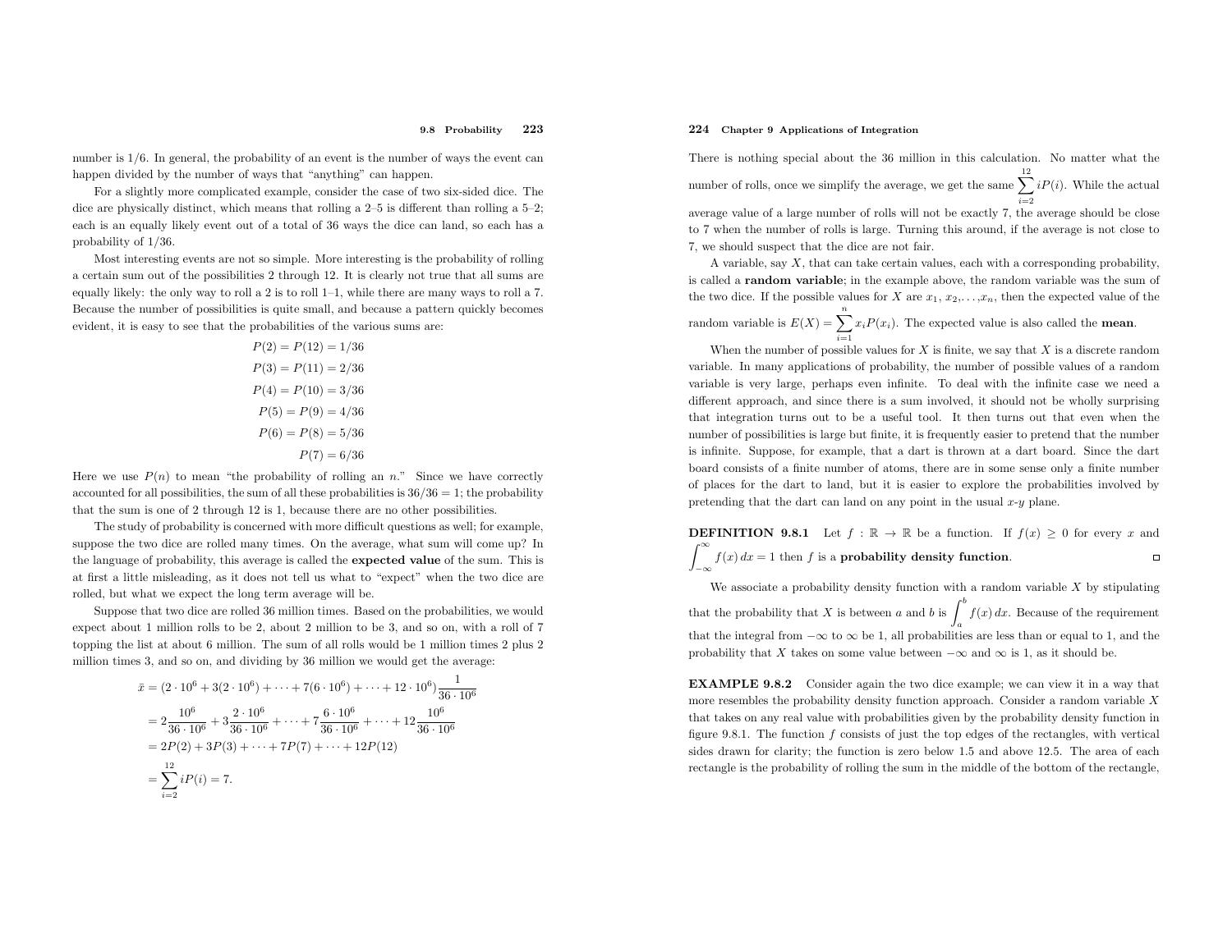number is 1/6. In general, the probability of an event is the number of ways the event can happen divided by the number of ways that "anything" can happen.

For a slightly more complicated example, consider the case of two six-sided dice. The dice are physically distinct, which means that rolling a 2–5 is different than rolling a 5–2; each is an equally likely event out of a total of 36 ways the dice can land, so each has a probability of 1/36.

Most interesting events are not so simple. More interesting is the probability of rolling a certain sum out of the possibilities 2 through 12. It is clearly not true that all sums are equally likely: the only way to roll a 2 is to roll 1–1, while there are many ways to roll a 7. Because the number of possibilities is quite small, and because a pattern quickly becomes evident, it is easy to see that the probabilities of the various sums are:

$$
\begin{aligned}
P(2) = P(12) &= 1/36 \\
P(3) = P(11) &= 2/36 \\
P(4) = P(10) &= 3/36 \\
P(5) = P(9) &= 4/36 \\
P(6) = P(8) &= 5/36 \\
P(7) &= 6/36
\end{aligned}
$$

Here we use $P(n)$ to mean "the probability of rolling an $n$." Since we have correctly accounted for all possibilities, the sum of all these probabilities is $36/36 = 1$; the probability that the sum is one of 2 through 12 is 1, because there are no other possibilities.

The study of probability is concerned with more difficult questions as well; for example, suppose the two dice are rolled many times. On the average, what sum will come up? In the language of probability, this average is called the **expected value** of the sum. This is at first a little misleading, as it does not tell us what to "expect" when the two dice are rolled, but what we expect the long term average will be.

Suppose that two dice are rolled 36 million times. Based on the probabilities, we would expect about 1 million rolls to be 2, about 2 million to be 3, and so on, with a roll of 7 topping the list at about 6 million. The sum of all rolls would be 1 million times 2 plus 2 million times 3, and so on, and dividing by 36 million we would get the average:

$$
\begin{aligned}
\bar{x} &= (2 \cdot 10^6 + 3(2 \cdot 10^6) + \cdots + 7(6 \cdot 10^6) + \cdots + 12 \cdot 10^6)\frac{1}{36 \cdot 10^6} \\
&= 2\frac{10^6}{36 \cdot 10^6} + 3\frac{2 \cdot 10^6}{36 \cdot 10^6} + \cdots + 7\frac{6 \cdot 10^6}{36 \cdot 10^6} + \cdots + 12\frac{10^6}{36 \cdot 10^6} \\
&= 2P(2) + 3P(3) + \cdots + 7P(7) + \cdots + 12P(12) \\
&= \sum_{i=2}^{12} iP(i) = 7.
\end{aligned}
$$

There is nothing special about the 36 million in this calculation. No matter what the number of rolls, once we simplify the average, we get the same $\sum_{i=2}^{12} iP(i)$. While the actual average value of a large number of rolls will not be exactly 7, the average should be close to 7 when the number of rolls is large. Turning this around, if the average is not close to 7, we should suspect that the dice are not fair.

A variable, say $X$, that can take certain values, each with a corresponding probability, is called a **random variable**; in the example above, the random variable was the sum of the two dice. If the possible values for $X$ are $x_1, x_2, \ldots, x_n$, then the expected value of the random variable is $E(X) = \sum_{i=1}^{n} x_i P(x_i)$. The expected value is also called the **mean**.

When the number of possible values for $X$ is finite, we say that $X$ is a discrete random variable. In many applications of probability, the number of possible values of a random variable is very large, perhaps even infinite. To deal with the infinite case we need a different approach, and since there is a sum involved, it should not be wholly surprising that integration turns out to be a useful tool. It then turns out that even when the number of possibilities is large but finite, it is frequently easier to pretend that the number is infinite. Suppose, for example, that a dart is thrown at a dart board. Since the dart board consists of a finite number of atoms, there are in some sense only a finite number of places for the dart to land, but it is easier to explore the probabilities involved by pretending that the dart can land on any point in the usual $x$-$y$ plane.

**DEFINITION 9.8.1** Let $f : \mathbb{R} \to \mathbb{R}$ be a function. If $f(x) \ge 0$ for every $x$ and $\int_{-\infty}^{\infty} f(x)\,dx = 1$ then $f$ is a **probability density function**. □

We associate a probability density function with a random variable $X$ by stipulating that the probability that $X$ is between $a$ and $b$ is $\int_a^b f(x)\,dx$. Because of the requirement that the integral from $-\infty$ to $\infty$ be 1, all probabilities are less than or equal to 1, and the probability that $X$ takes on some value between $-\infty$ and $\infty$ is 1, as it should be.

**EXAMPLE 9.8.2** Consider again the two dice example; we can view it in a way that more resembles the probability density function approach. Consider a random variable $X$ that takes on any real value with probabilities given by the probability density function in figure 9.8.1. The function $f$ consists of just the top edges of the rectangles, with vertical sides drawn for clarity; the function is zero below 1.5 and above 12.5. The area of each rectangle is the probability of rolling the sum in the middle of the bottom of the rectangle,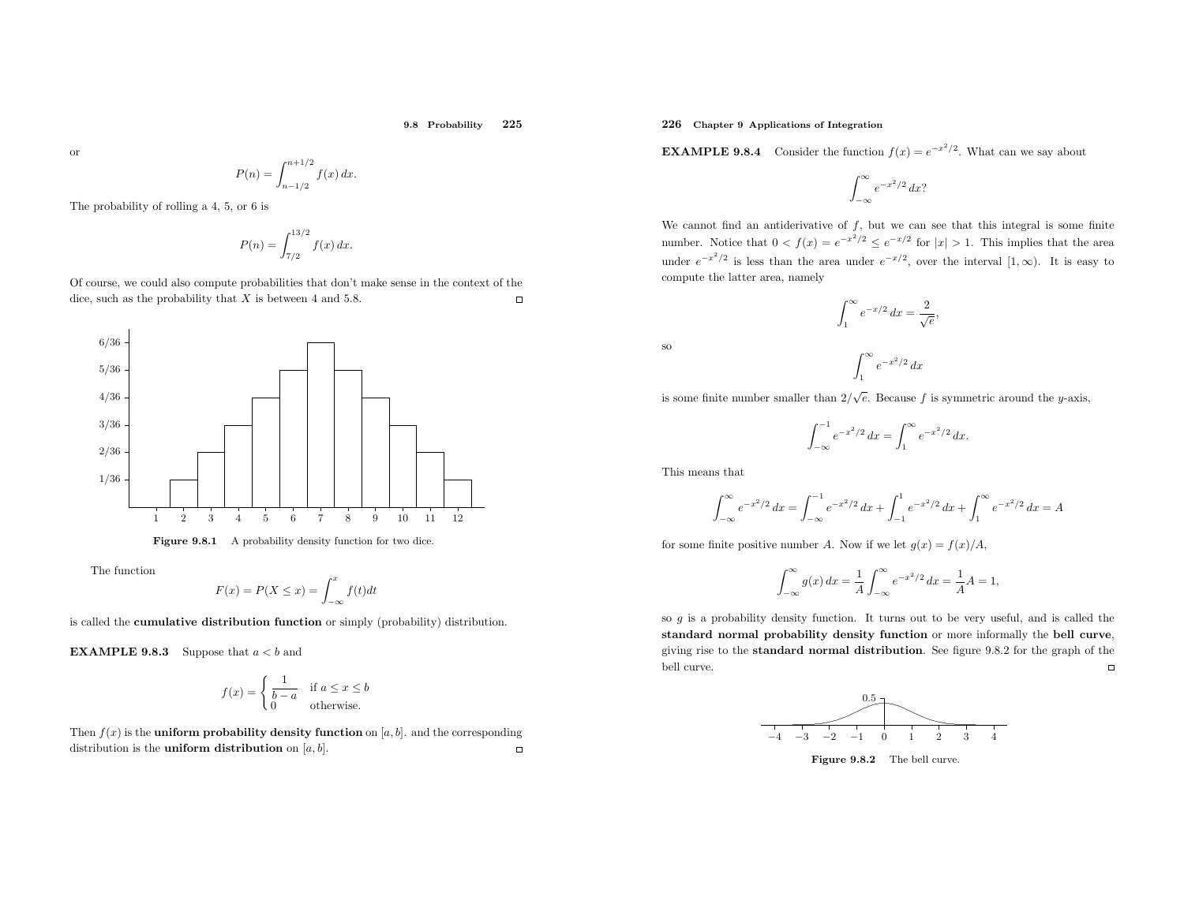or

$$P(n) = \int_{n-1/2}^{n+1/2} f(x)\,dx.$$

The probability of rolling a 4, 5, or 6 is

$$P(n) = \int_{7/2}^{13/2} f(x)\,dx.$$

Of course, we could also compute probabilities that don't make sense in the context of the dice, such as the probability that $X$ is between 4 and 5.8. □

**Figure 9.8.1** A probability density function for two dice.

The function

$$F(x) = P(X \le x) = \int_{-\infty}^{x} f(t)dt$$

is called the **cumulative distribution function** or simply (probability) distribution.

**EXAMPLE 9.8.3** Suppose that $a < b$ and

$$f(x) = \begin{cases} \dfrac{1}{b-a} & \text{if } a \le x \le b \\ 0 & \text{otherwise.} \end{cases}$$

Then $f(x)$ is the **uniform probability density function** on $[a, b]$. and the corresponding distribution is the **uniform distribution** on $[a, b]$. □

**EXAMPLE 9.8.4** Consider the function $f(x) = e^{-x^2/2}$. What can we say about

$$\int_{-\infty}^{\infty} e^{-x^2/2}\,dx?$$

We cannot find an antiderivative of $f$, but we can see that this integral is some finite number. Notice that $0 < f(x) = e^{-x^2/2} \le e^{-x/2}$ for $|x| > 1$. This implies that the area under $e^{-x^2/2}$ is less than the area under $e^{-x/2}$, over the interval $[1, \infty)$. It is easy to compute the latter area, namely

$$\int_{1}^{\infty} e^{-x/2}\,dx = \frac{2}{\sqrt{e}},$$

so

$$\int_{1}^{\infty} e^{-x^2/2}\,dx$$

is some finite number smaller than $2/\sqrt{e}$. Because $f$ is symmetric around the $y$-axis,

$$\int_{-\infty}^{-1} e^{-x^2/2}\,dx = \int_{1}^{\infty} e^{-x^2/2}\,dx.$$

This means that

$$\int_{-\infty}^{\infty} e^{-x^2/2}\,dx = \int_{-\infty}^{-1} e^{-x^2/2}\,dx + \int_{-1}^{1} e^{-x^2/2}\,dx + \int_{1}^{\infty} e^{-x^2/2}\,dx = A$$

for some finite positive number $A$. Now if we let $g(x) = f(x)/A$,

$$\int_{-\infty}^{\infty} g(x)\,dx = \frac{1}{A}\int_{-\infty}^{\infty} e^{-x^2/2}\,dx = \frac{1}{A}A = 1,$$

so $g$ is a probability density function. It turns out to be very useful, and is called the **standard normal probability density function** or more informally the **bell curve**, giving rise to the **standard normal distribution**. See figure 9.8.2 for the graph of the bell curve. □

**Figure 9.8.2** The bell curve.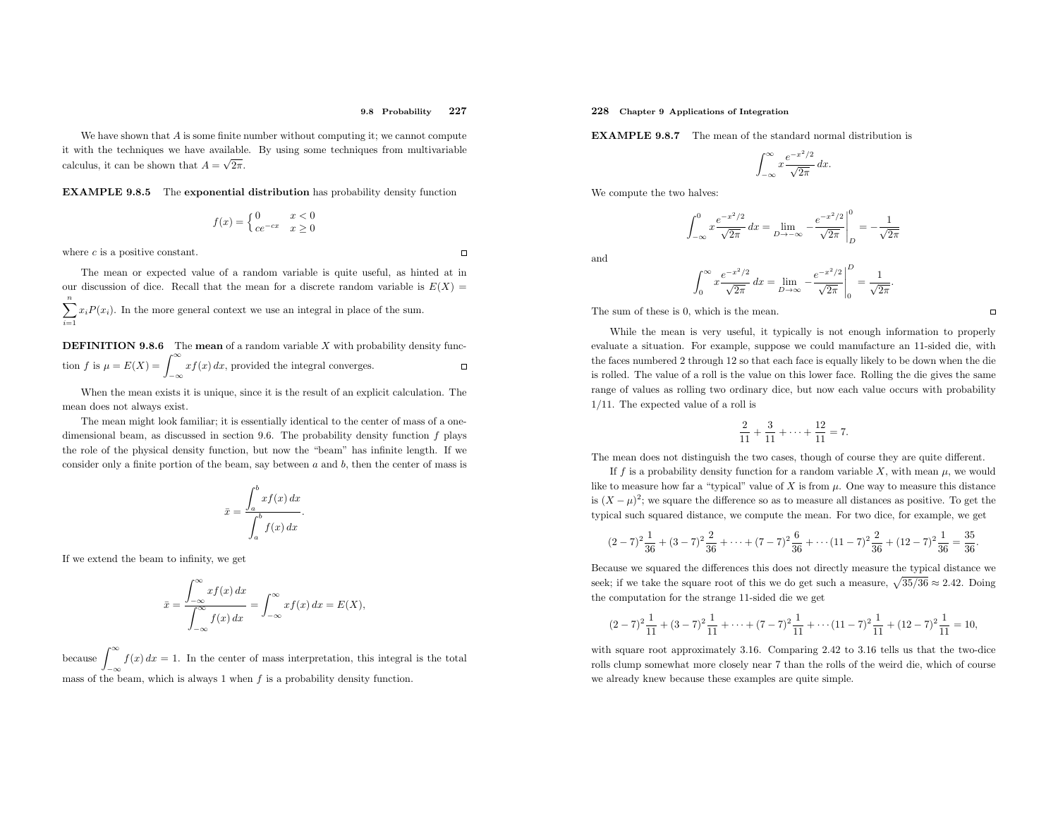We have shown that $A$ is some finite number without computing it; we cannot compute it with the techniques we have available. By using some techniques from multivariable calculus, it can be shown that $A = \sqrt{2\pi}$.

**EXAMPLE 9.8.5** The **exponential distribution** has probability density function

$$f(x) = \begin{cases} 0 & x < 0 \\ ce^{-cx} & x \geq 0 \end{cases}$$

where $c$ is a positive constant. □

The mean or expected value of a random variable is quite useful, as hinted at in our discussion of dice. Recall that the mean for a discrete random variable is $E(X) = \sum_{i=1}^{n} x_i P(x_i)$. In the more general context we use an integral in place of the sum.

**DEFINITION 9.8.6** The **mean** of a random variable $X$ with probability density function $f$ is $\mu = E(X) = \int_{-\infty}^{\infty} xf(x)\,dx$, provided the integral converges. □

When the mean exists it is unique, since it is the result of an explicit calculation. The mean does not always exist.

The mean might look familiar; it is essentially identical to the center of mass of a one-dimensional beam, as discussed in section 9.6. The probability density function $f$ plays the role of the physical density function, but now the "beam" has infinite length. If we consider only a finite portion of the beam, say between $a$ and $b$, then the center of mass is

$$\bar{x} = \frac{\int_a^b xf(x)\,dx}{\int_a^b f(x)\,dx}.$$

If we extend the beam to infinity, we get

$$\bar{x} = \frac{\int_{-\infty}^{\infty} xf(x)\,dx}{\int_{-\infty}^{\infty} f(x)\,dx} = \int_{-\infty}^{\infty} xf(x)\,dx = E(X),$$

because $\int_{-\infty}^{\infty} f(x)\,dx = 1$. In the center of mass interpretation, this integral is the total mass of the beam, which is always 1 when $f$ is a probability density function.

**EXAMPLE 9.8.7** The mean of the standard normal distribution is

$$\int_{-\infty}^{\infty} x\frac{e^{-x^2/2}}{\sqrt{2\pi}}\,dx.$$

We compute the two halves:

$$\int_{-\infty}^{0} x\frac{e^{-x^2/2}}{\sqrt{2\pi}}\,dx = \lim_{D\to-\infty} -\left.\frac{e^{-x^2/2}}{\sqrt{2\pi}}\right|_D^0 = -\frac{1}{\sqrt{2\pi}}$$

and

$$\int_{0}^{\infty} x\frac{e^{-x^2/2}}{\sqrt{2\pi}}\,dx = \lim_{D\to\infty} -\left.\frac{e^{-x^2/2}}{\sqrt{2\pi}}\right|_0^D = \frac{1}{\sqrt{2\pi}}.$$

The sum of these is 0, which is the mean. □

While the mean is very useful, it typically is not enough information to properly evaluate a situation. For example, suppose we could manufacture an 11-sided die, with the faces numbered 2 through 12 so that each face is equally likely to be down when the die is rolled. The value of a roll is the value on this lower face. Rolling the die gives the same range of values as rolling two ordinary dice, but now each value occurs with probability $1/11$. The expected value of a roll is

$$\frac{2}{11} + \frac{3}{11} + \cdots + \frac{12}{11} = 7.$$

The mean does not distinguish the two cases, though of course they are quite different.

If $f$ is a probability density function for a random variable $X$, with mean $\mu$, we would like to measure how far a "typical" value of $X$ is from $\mu$. One way to measure this distance is $(X - \mu)^2$; we square the difference so as to measure all distances as positive. To get the typical such squared distance, we compute the mean. For two dice, for example, we get

$$(2-7)^2\frac{1}{36} + (3-7)^2\frac{2}{36} + \cdots + (7-7)^2\frac{6}{36} + \cdots (11-7)^2\frac{2}{36} + (12-7)^2\frac{1}{36} = \frac{35}{36}.$$

Because we squared the differences this does not directly measure the typical distance we seek; if we take the square root of this we do get such a measure, $\sqrt{35/36} \approx 2.42$. Doing the computation for the strange 11-sided die we get

$$(2-7)^2\frac{1}{11} + (3-7)^2\frac{1}{11} + \cdots + (7-7)^2\frac{1}{11} + \cdots (11-7)^2\frac{1}{11} + (12-7)^2\frac{1}{11} = 10,$$

with square root approximately 3.16. Comparing 2.42 to 3.16 tells us that the two-dice rolls clump somewhat more closely near 7 than the rolls of the weird die, which of course we already knew because these examples are quite simple.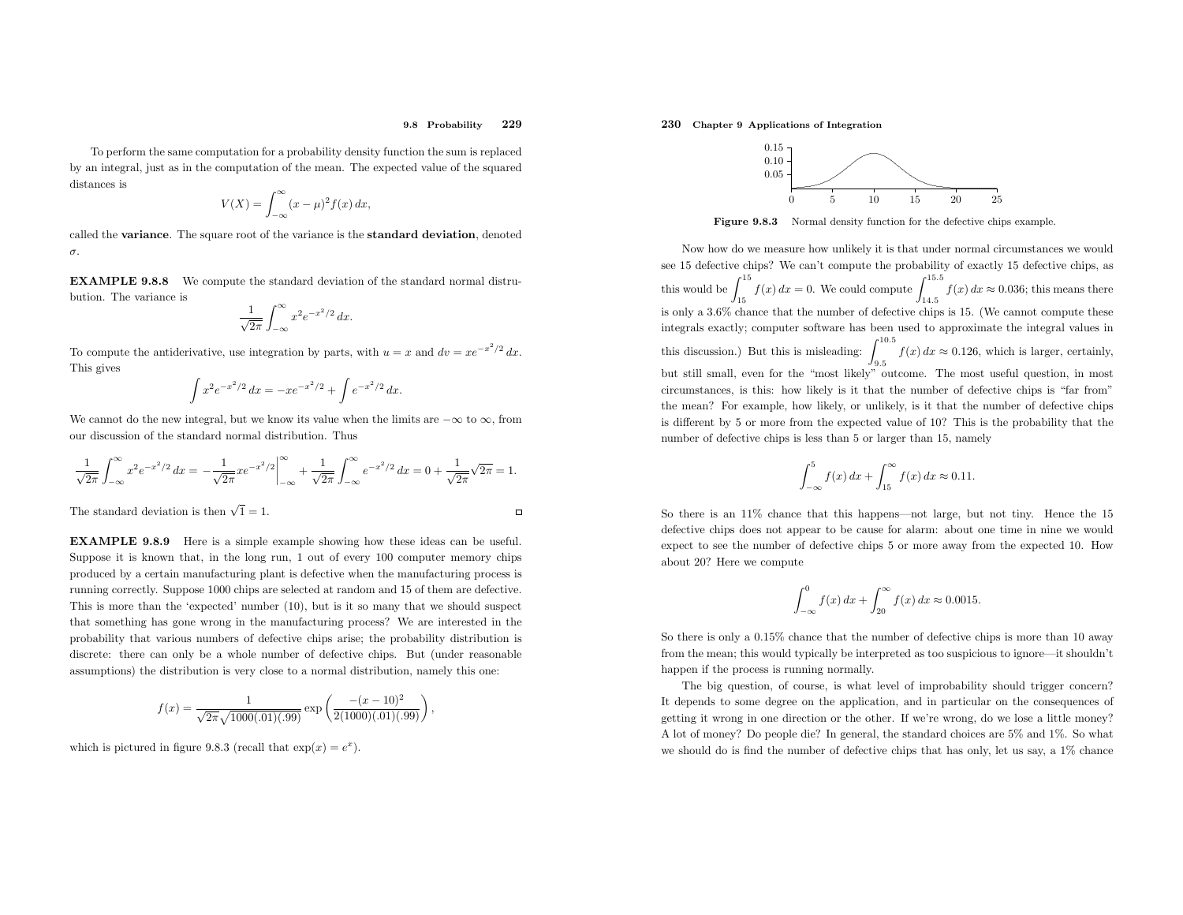To perform the same computation for a probability density function the sum is replaced by an integral, just as in the computation of the mean. The expected value of the squared distances is

$$V(X) = \int_{-\infty}^{\infty} (x-\mu)^2 f(x)\,dx,$$

called the **variance**. The square root of the variance is the **standard deviation**, denoted $\sigma$.

**EXAMPLE 9.8.8** We compute the standard deviation of the standard normal distrubution. The variance is

$$\frac{1}{\sqrt{2\pi}} \int_{-\infty}^{\infty} x^2 e^{-x^2/2}\,dx.$$

To compute the antiderivative, use integration by parts, with $u = x$ and $dv = xe^{-x^2/2}\,dx$. This gives

$$\int x^2 e^{-x^2/2}\,dx = -xe^{-x^2/2} + \int e^{-x^2/2}\,dx.$$

We cannot do the new integral, but we know its value when the limits are $-\infty$ to $\infty$, from our discussion of the standard normal distribution. Thus

$$\frac{1}{\sqrt{2\pi}} \int_{-\infty}^{\infty} x^2 e^{-x^2/2}\,dx = -\frac{1}{\sqrt{2\pi}} x e^{-x^2/2}\bigg|_{-\infty}^{\infty} + \frac{1}{\sqrt{2\pi}} \int_{-\infty}^{\infty} e^{-x^2/2}\,dx = 0 + \frac{1}{\sqrt{2\pi}}\sqrt{2\pi} = 1.$$

The standard deviation is then $\sqrt{1} = 1$. □

**EXAMPLE 9.8.9** Here is a simple example showing how these ideas can be useful. Suppose it is known that, in the long run, 1 out of every 100 computer memory chips produced by a certain manufacturing plant is defective when the manufacturing process is running correctly. Suppose 1000 chips are selected at random and 15 of them are defective. This is more than the 'expected' number (10), but is it so many that we should suspect that something has gone wrong in the manufacturing process? We are interested in the probability that various numbers of defective chips arise; the probability distribution is discrete: there can only be a whole number of defective chips. But (under reasonable assumptions) the distribution is very close to a normal distribution, namely this one:

$$f(x) = \frac{1}{\sqrt{2\pi}\sqrt{1000(.01)(.99)}} \exp\left(\frac{-(x-10)^2}{2(1000)(.01)(.99)}\right),$$

which is pictured in figure 9.8.3 (recall that $\exp(x) = e^x$).

**Figure 9.8.3** Normal density function for the defective chips example.

Now how do we measure how unlikely it is that under normal circumstances we would see 15 defective chips? We can't compute the probability of exactly 15 defective chips, as this would be $\int_{15}^{15} f(x)\,dx = 0$. We could compute $\int_{14.5}^{15.5} f(x)\,dx \approx 0.036$; this means there is only a 3.6% chance that the number of defective chips is 15. (We cannot compute these integrals exactly; computer software has been used to approximate the integral values in this discussion.) But this is misleading: $\int_{9.5}^{10.5} f(x)\,dx \approx 0.126$, which is larger, certainly, but still small, even for the "most likely" outcome. The most useful question, in most circumstances, is this: how likely is it that the number of defective chips is "far from" the mean? For example, how likely, or unlikely, is it that the number of defective chips is different by 5 or more from the expected value of 10? This is the probability that the number of defective chips is less than 5 or larger than 15, namely

$$\int_{-\infty}^{5} f(x)\,dx + \int_{15}^{\infty} f(x)\,dx \approx 0.11.$$

So there is an 11% chance that this happens—not large, but not tiny. Hence the 15 defective chips does not appear to be cause for alarm: about one time in nine we would expect to see the number of defective chips 5 or more away from the expected 10. How about 20? Here we compute

$$\int_{-\infty}^{0} f(x)\,dx + \int_{20}^{\infty} f(x)\,dx \approx 0.0015.$$

So there is only a 0.15% chance that the number of defective chips is more than 10 away from the mean; this would typically be interpreted as too suspicious to ignore—it shouldn't happen if the process is running normally.

The big question, of course, is what level of improbability should trigger concern? It depends to some degree on the application, and in particular on the consequences of getting it wrong in one direction or the other. If we're wrong, do we lose a little money? A lot of money? Do people die? In general, the standard choices are 5% and 1%. So what we should do is find the number of defective chips that has only, let us say, a 1% chance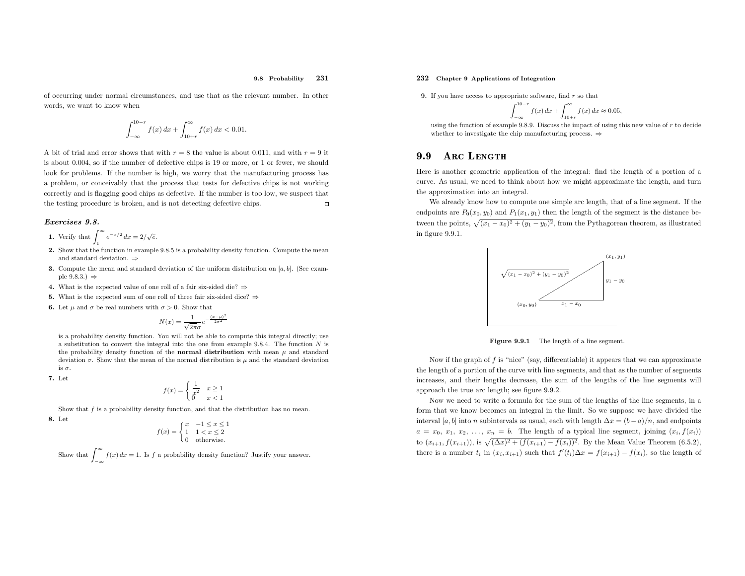of occurring under normal circumstances, and use that as the relevant number. In other words, we want to know when

$$\int_{-\infty}^{10-r} f(x)\,dx + \int_{10+r}^{\infty} f(x)\,dx < 0.01.$$

A bit of trial and error shows that with $r = 8$ the value is about 0.011, and with $r = 9$ it is about 0.004, so if the number of defective chips is 19 or more, or 1 or fewer, we should look for problems. If the number is high, we worry that the manufacturing process has a problem, or conceivably that the process that tests for defective chips is not working correctly and is flagging good chips as defective. If the number is too low, we suspect that the testing procedure is broken, and is not detecting defective chips. □

### *Exercises 9.8.*

**1.** Verify that $\displaystyle\int_1^\infty e^{-x/2}\,dx = 2/\sqrt{e}$.

**2.** Show that the function in example 9.8.5 is a probability density function. Compute the mean and standard deviation. ⇒

**3.** Compute the mean and standard deviation of the uniform distribution on $[a, b]$. (See example 9.8.3.) ⇒

**4.** What is the expected value of one roll of a fair six-sided die? ⇒

**5.** What is the expected sum of one roll of three fair six-sided dice? ⇒

**6.** Let $\mu$ and $\sigma$ be real numbers with $\sigma > 0$. Show that

$$N(x) = \frac{1}{\sqrt{2\pi}\sigma} e^{-\frac{(x-\mu)^2}{2\sigma^2}}$$

is a probability density function. You will not be able to compute this integral directly; use a substitution to convert the integral into the one from example 9.8.4. The function $N$ is the probability density function of the **normal distribution** with mean $\mu$ and standard deviation $\sigma$. Show that the mean of the normal distribution is $\mu$ and the standard deviation is $\sigma$.

**7.** Let

$$f(x) = \begin{cases} \dfrac{1}{x^2} & x \ge 1 \\ 0 & x < 1 \end{cases}$$

Show that $f$ is a probability density function, and that the distribution has no mean.

**8.** Let

$$f(x) = \begin{cases} x & -1 \le x \le 1 \\ 1 & 1 < x \le 2 \\ 0 & \text{otherwise.} \end{cases}$$

Show that $\displaystyle\int_{-\infty}^{\infty} f(x)\,dx = 1$. Is $f$ a probability density function? Justify your answer.

**9.** If you have access to appropriate software, find $r$ so that

$$\int_{-\infty}^{10-r} f(x)\,dx + \int_{10+r}^{\infty} f(x)\,dx \approx 0.05,$$

using the function of example 9.8.9. Discuss the impact of using this new value of $r$ to decide whether to investigate the chip manufacturing process. ⇒

## 9.9 Arc Length

Here is another geometric application of the integral: find the length of a portion of a curve. As usual, we need to think about how we might approximate the length, and turn the approximation into an integral.

We already know how to compute one simple arc length, that of a line segment. If the endpoints are $P_0(x_0, y_0)$ and $P_1(x_1, y_1)$ then the length of the segment is the distance between the points, $\sqrt{(x_1 - x_0)^2 + (y_1 - y_0)^2}$, from the Pythagorean theorem, as illustrated in figure 9.9.1.

**Figure 9.9.1** The length of a line segment.

Now if the graph of $f$ is "nice" (say, differentiable) it appears that we can approximate the length of a portion of the curve with line segments, and that as the number of segments increases, and their lengths decrease, the sum of the lengths of the line segments will approach the true arc length; see figure 9.9.2.

Now we need to write a formula for the sum of the lengths of the line segments, in a form that we know becomes an integral in the limit. So we suppose we have divided the interval $[a, b]$ into $n$ subintervals as usual, each with length $\Delta x = (b - a)/n$, and endpoints $a = x_0, x_1, x_2, \ldots, x_n = b$. The length of a typical line segment, joining $(x_i, f(x_i))$ to $(x_{i+1}, f(x_{i+1}))$, is $\sqrt{(\Delta x)^2 + (f(x_{i+1}) - f(x_i))^2}$. By the Mean Value Theorem (6.5.2), there is a number $t_i$ in $(x_i, x_{i+1})$ such that $f'(t_i)\Delta x = f(x_{i+1}) - f(x_i)$, so the length of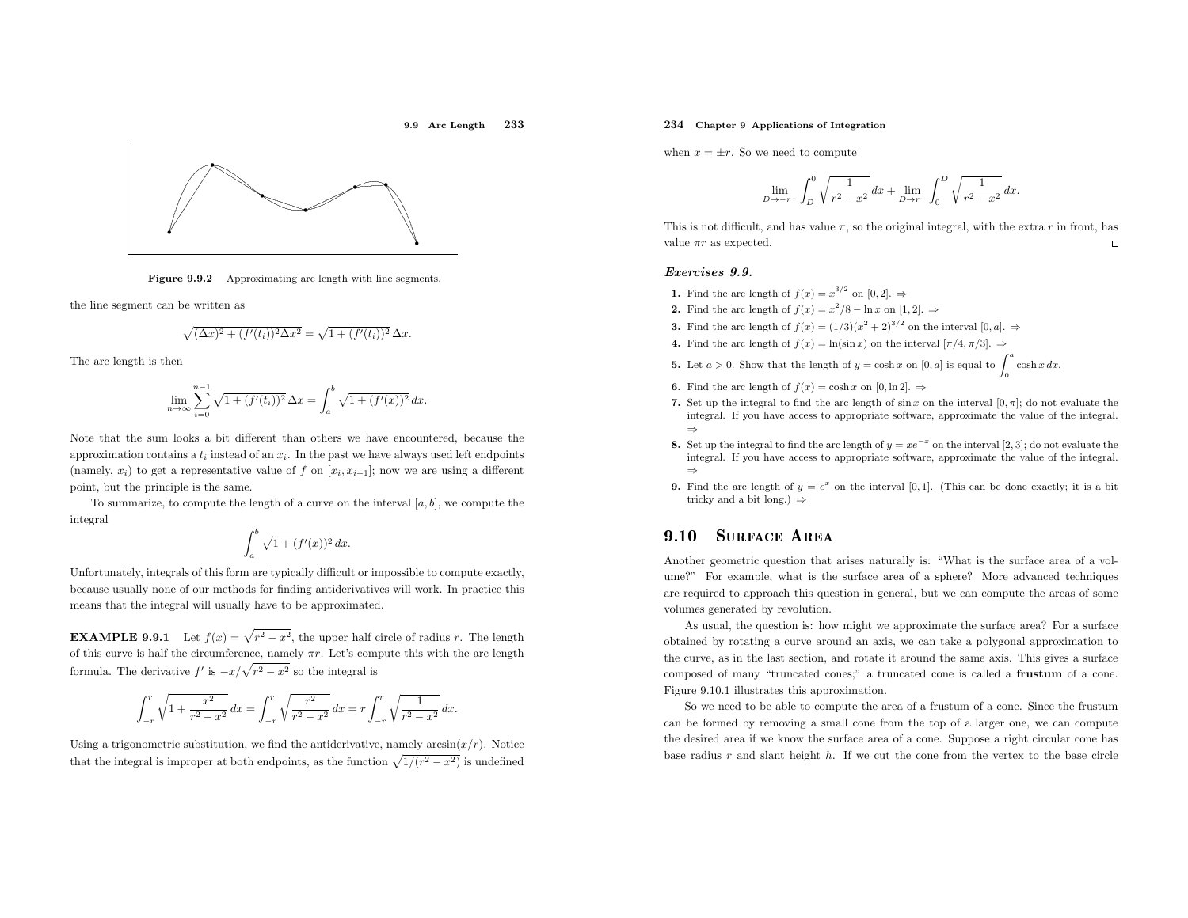Figure 9.9.2 Approximating arc length with line segments.

the line segment can be written as

$$\sqrt{(\Delta x)^2 + (f'(t_i))^2 \Delta x^2} = \sqrt{1 + (f'(t_i))^2}\,\Delta x.$$

The arc length is then

$$\lim_{n\to\infty} \sum_{i=0}^{n-1} \sqrt{1 + (f'(t_i))^2}\,\Delta x = \int_a^b \sqrt{1 + (f'(x))^2}\,dx.$$

Note that the sum looks a bit different than others we have encountered, because the approximation contains a $t_i$ instead of an $x_i$. In the past we have always used left endpoints (namely, $x_i$) to get a representative value of $f$ on $[x_i, x_{i+1}]$; now we are using a different point, but the principle is the same.

To summarize, to compute the length of a curve on the interval $[a, b]$, we compute the integral

$$\int_a^b \sqrt{1 + (f'(x))^2}\,dx.$$

Unfortunately, integrals of this form are typically difficult or impossible to compute exactly, because usually none of our methods for finding antiderivatives will work. In practice this means that the integral will usually have to be approximated.

**EXAMPLE 9.9.1** Let $f(x) = \sqrt{r^2 - x^2}$, the upper half circle of radius $r$. The length of this curve is half the circumference, namely $\pi r$. Let's compute this with the arc length formula. The derivative $f'$ is $-x/\sqrt{r^2 - x^2}$ so the integral is

$$\int_{-r}^{r} \sqrt{1 + \frac{x^2}{r^2 - x^2}}\,dx = \int_{-r}^{r} \sqrt{\frac{r^2}{r^2 - x^2}}\,dx = r\int_{-r}^{r} \sqrt{\frac{1}{r^2 - x^2}}\,dx.$$

Using a trigonometric substitution, we find the antiderivative, namely $\arcsin(x/r)$. Notice that the integral is improper at both endpoints, as the function $\sqrt{1/(r^2 - x^2)}$ is undefined when $x = \pm r$. So we need to compute

$$\lim_{D\to -r^+} \int_D^0 \sqrt{\frac{1}{r^2 - x^2}}\,dx + \lim_{D\to r^-} \int_0^D \sqrt{\frac{1}{r^2 - x^2}}\,dx.$$

This is not difficult, and has value $\pi$, so the original integral, with the extra $r$ in front, has value $\pi r$ as expected. □

### *Exercises 9.9.*

1. Find the arc length of $f(x) = x^{3/2}$ on $[0, 2]$. ⇒
2. Find the arc length of $f(x) = x^2/8 - \ln x$ on $[1, 2]$. ⇒
3. Find the arc length of $f(x) = (1/3)(x^2 + 2)^{3/2}$ on the interval $[0, a]$. ⇒
4. Find the arc length of $f(x) = \ln(\sin x)$ on the interval $[\pi/4, \pi/3]$. ⇒
5. Let $a > 0$. Show that the length of $y = \cosh x$ on $[0, a]$ is equal to $\int_0^a \cosh x\,dx$.
6. Find the arc length of $f(x) = \cosh x$ on $[0, \ln 2]$. ⇒
7. Set up the integral to find the arc length of $\sin x$ on the interval $[0, \pi]$; do not evaluate the integral. If you have access to appropriate software, approximate the value of the integral. ⇒
8. Set up the integral to find the arc length of $y = xe^{-x}$ on the interval $[2, 3]$; do not evaluate the integral. If you have access to appropriate software, approximate the value of the integral. ⇒
9. Find the arc length of $y = e^x$ on the interval $[0, 1]$. (This can be done exactly; it is a bit tricky and a bit long.) ⇒

## 9.10 Surface Area

Another geometric question that arises naturally is: "What is the surface area of a volume?" For example, what is the surface area of a sphere? More advanced techniques are required to approach this question in general, but we can compute the areas of some volumes generated by revolution.

As usual, the question is: how might we approximate the surface area? For a surface obtained by rotating a curve around an axis, we can take a polygonal approximation to the curve, as in the last section, and rotate it around the same axis. This gives a surface composed of many "truncated cones;" a truncated cone is called a **frustum** of a cone. Figure 9.10.1 illustrates this approximation.

So we need to be able to compute the area of a frustum of a cone. Since the frustum can be formed by removing a small cone from the top of a larger one, we can compute the desired area if we know the surface area of a cone. Suppose a right circular cone has base radius $r$ and slant height $h$. If we cut the cone from the vertex to the base circle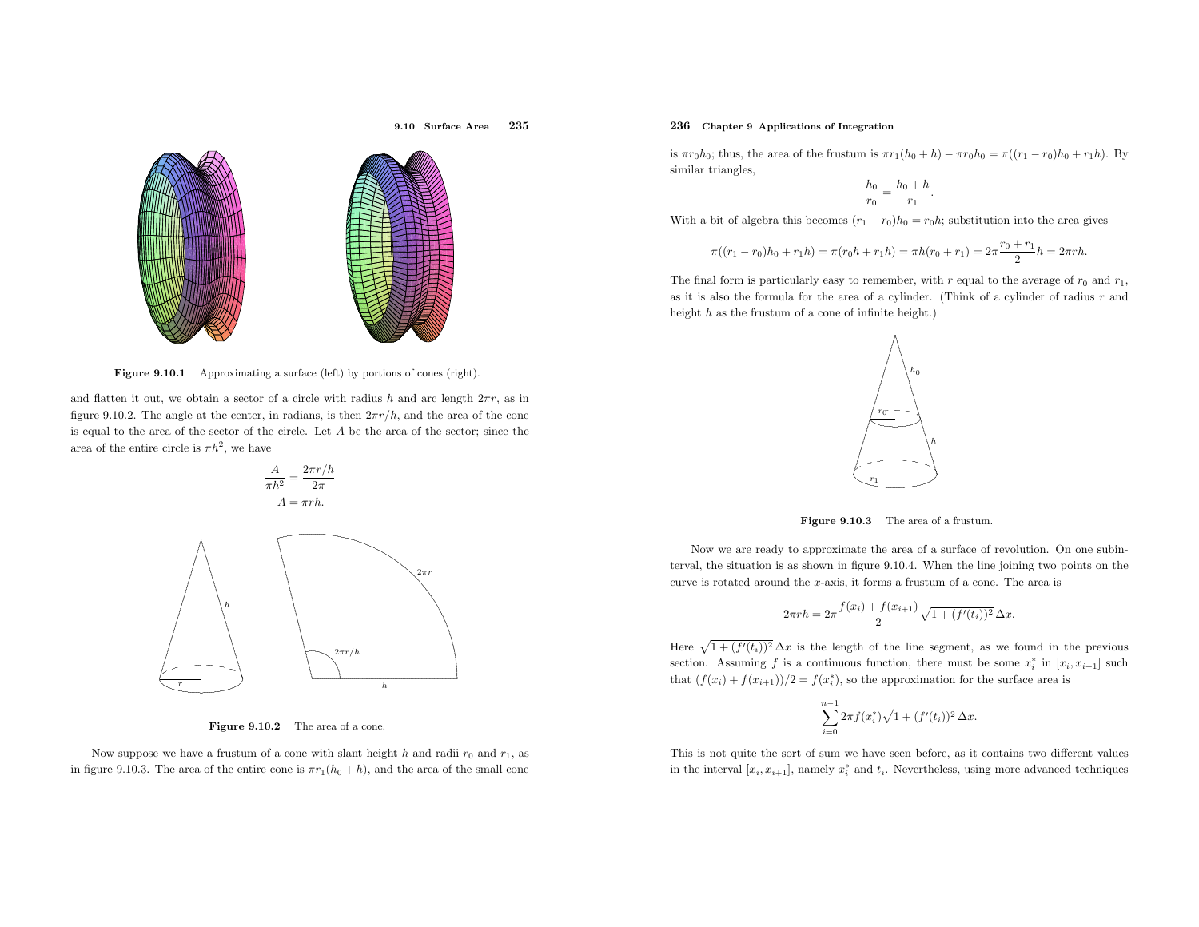Figure 9.10.1 Approximating a surface (left) by portions of cones (right).

and flatten it out, we obtain a sector of a circle with radius $h$ and arc length $2\pi r$, as in figure 9.10.2. The angle at the center, in radians, is then $2\pi r/h$, and the area of the cone is equal to the area of the sector of the circle. Let $A$ be the area of the sector; since the area of the entire circle is $\pi h^2$, we have

$$\frac{A}{\pi h^2} = \frac{2\pi r/h}{2\pi}$$
$$A = \pi r h.$$

Figure 9.10.2 The area of a cone.

Now suppose we have a frustum of a cone with slant height $h$ and radii $r_0$ and $r_1$, as in figure 9.10.3. The area of the entire cone is $\pi r_1(h_0 + h)$, and the area of the small cone is $\pi r_0 h_0$; thus, the area of the frustum is $\pi r_1(h_0 + h) - \pi r_0 h_0 = \pi((r_1 - r_0)h_0 + r_1 h)$. By similar triangles,

$$\frac{h_0}{r_0} = \frac{h_0 + h}{r_1}.$$

With a bit of algebra this becomes $(r_1 - r_0)h_0 = r_0 h$; substitution into the area gives

$$\pi((r_1 - r_0)h_0 + r_1 h) = \pi(r_0 h + r_1 h) = \pi h(r_0 + r_1) = 2\pi \frac{r_0 + r_1}{2} h = 2\pi r h.$$

The final form is particularly easy to remember, with $r$ equal to the average of $r_0$ and $r_1$, as it is also the formula for the area of a cylinder. (Think of a cylinder of radius $r$ and height $h$ as the frustum of a cone of infinite height.)

Figure 9.10.3 The area of a frustum.

Now we are ready to approximate the area of a surface of revolution. On one subinterval, the situation is as shown in figure 9.10.4. When the line joining two points on the curve is rotated around the $x$-axis, it forms a frustum of a cone. The area is

$$2\pi r h = 2\pi \frac{f(x_i) + f(x_{i+1})}{2} \sqrt{1 + (f'(t_i))^2}\, \Delta x.$$

Here $\sqrt{1 + (f'(t_i))^2}\, \Delta x$ is the length of the line segment, as we found in the previous section. Assuming $f$ is a continuous function, there must be some $x_i^*$ in $[x_i, x_{i+1}]$ such that $(f(x_i) + f(x_{i+1}))/2 = f(x_i^*)$, so the approximation for the surface area is

$$\sum_{i=0}^{n-1} 2\pi f(x_i^*) \sqrt{1 + (f'(t_i))^2}\, \Delta x.$$

This is not quite the sort of sum we have seen before, as it contains two different values in the interval $[x_i, x_{i+1}]$, namely $x_i^*$ and $t_i$. Nevertheless, using more advanced techniques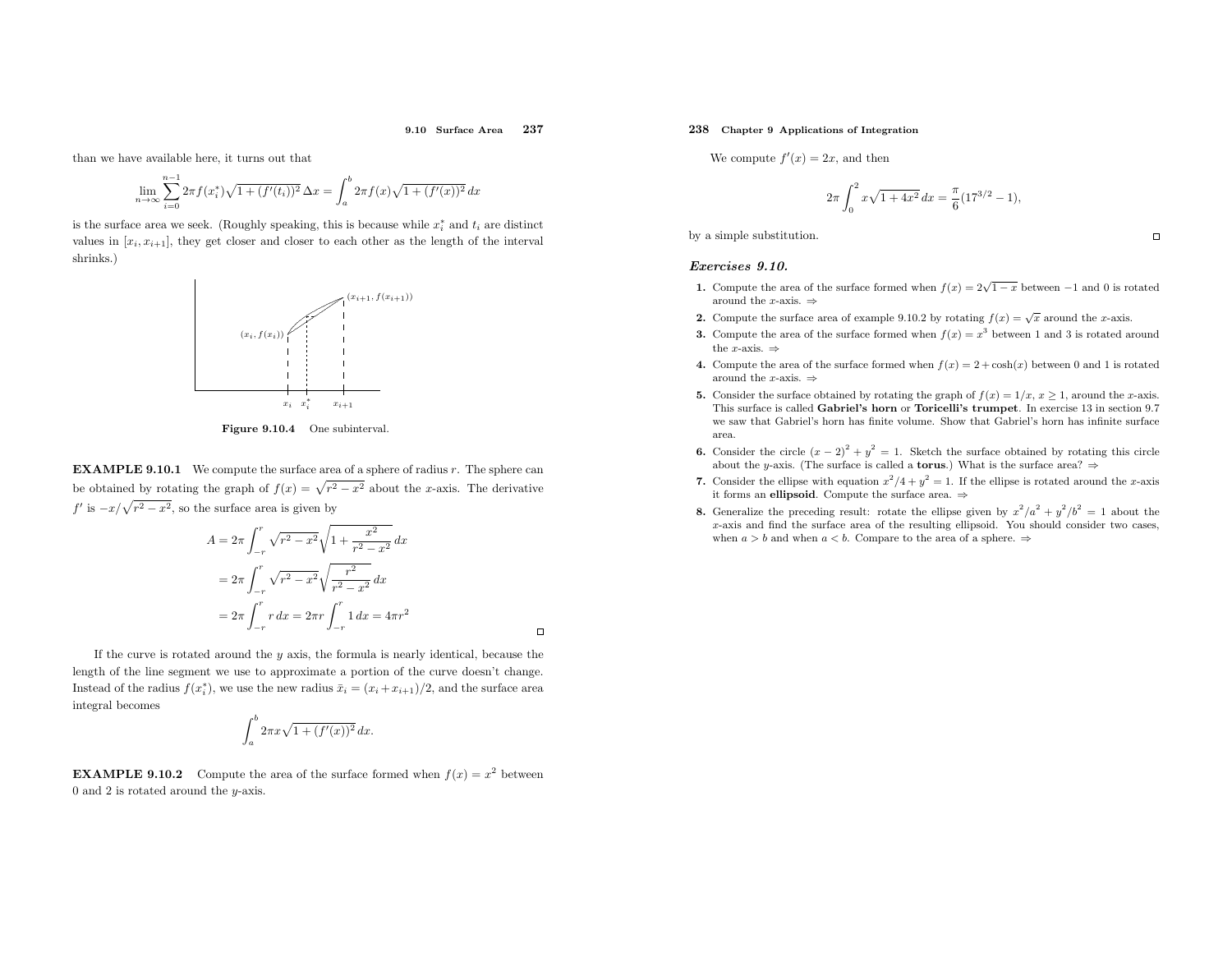than we have available here, it turns out that

$$\lim_{n\to\infty}\sum_{i=0}^{n-1} 2\pi f(x_i^*)\sqrt{1+(f'(t_i))^2}\,\Delta x = \int_a^b 2\pi f(x)\sqrt{1+(f'(x))^2}\,dx$$

is the surface area we seek. (Roughly speaking, this is because while $x_i^*$ and $t_i$ are distinct values in $[x_i, x_{i+1}]$, they get closer and closer to each other as the length of the interval shrinks.)

$(x_{i+1}, f(x_{i+1}))$

$(x_i, f(x_i))$

$x_i$ $x_i^*$ $x_{i+1}$

**Figure 9.10.4** One subinterval.

**EXAMPLE 9.10.1** We compute the surface area of a sphere of radius $r$. The sphere can be obtained by rotating the graph of $f(x) = \sqrt{r^2 - x^2}$ about the $x$-axis. The derivative $f'$ is $-x/\sqrt{r^2 - x^2}$, so the surface area is given by

$$\begin{aligned}
A &= 2\pi\int_{-r}^{r} \sqrt{r^2 - x^2}\sqrt{1+\frac{x^2}{r^2 - x^2}}\,dx \\
&= 2\pi\int_{-r}^{r} \sqrt{r^2 - x^2}\sqrt{\frac{r^2}{r^2 - x^2}}\,dx \\
&= 2\pi\int_{-r}^{r} r\,dx = 2\pi r\int_{-r}^{r} 1\,dx = 4\pi r^2
\end{aligned}$$

If the curve is rotated around the $y$ axis, the formula is nearly identical, because the length of the line segment we use to approximate a portion of the curve doesn't change. Instead of the radius $f(x_i^*)$, we use the new radius $\bar{x}_i = (x_i + x_{i+1})/2$, and the surface area integral becomes

$$\int_a^b 2\pi x\sqrt{1+(f'(x))^2}\,dx.$$

**EXAMPLE 9.10.2** Compute the area of the surface formed when $f(x) = x^2$ between 0 and 2 is rotated around the $y$-axis.

We compute $f'(x) = 2x$, and then

$$2\pi\int_0^2 x\sqrt{1+4x^2}\,dx = \frac{\pi}{6}(17^{3/2} - 1),$$

by a simple substitution.

### *Exercises 9.10.*

1. Compute the area of the surface formed when $f(x) = 2\sqrt{1-x}$ between $-1$ and 0 is rotated around the $x$-axis. ⇒
2. Compute the surface area of example 9.10.2 by rotating $f(x) = \sqrt{x}$ around the $x$-axis.
3. Compute the area of the surface formed when $f(x) = x^3$ between 1 and 3 is rotated around the $x$-axis. ⇒
4. Compute the area of the surface formed when $f(x) = 2 + \cosh(x)$ between 0 and 1 is rotated around the $x$-axis. ⇒
5. Consider the surface obtained by rotating the graph of $f(x) = 1/x$, $x \ge 1$, around the $x$-axis. This surface is called **Gabriel's horn** or **Toricelli's trumpet**. In exercise 13 in section 9.7 we saw that Gabriel's horn has finite volume. Show that Gabriel's horn has infinite surface area.
6. Consider the circle $(x-2)^2 + y^2 = 1$. Sketch the surface obtained by rotating this circle about the $y$-axis. (The surface is called a **torus**.) What is the surface area? ⇒
7. Consider the ellipse with equation $x^2/4 + y^2 = 1$. If the ellipse is rotated around the $x$-axis it forms an **ellipsoid**. Compute the surface area. ⇒
8. Generalize the preceding result: rotate the ellipse given by $x^2/a^2 + y^2/b^2 = 1$ about the $x$-axis and find the surface area of the resulting ellipsoid. You should consider two cases, when $a > b$ and when $a < b$. Compare to the area of a sphere. ⇒